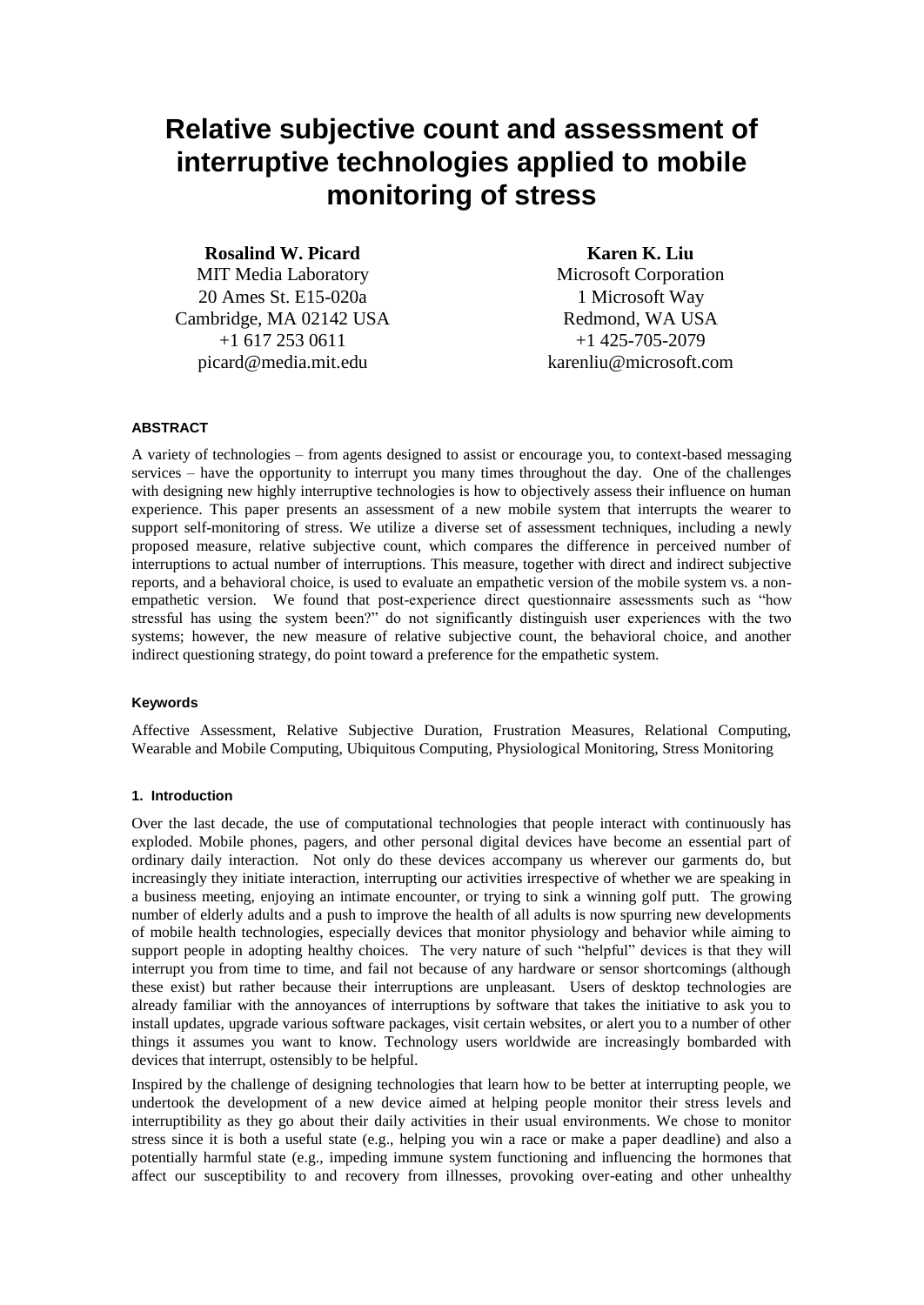# Relative subjective count and assessment of interruptive technologies applied to mobile monitoring of stress

**Rosalind W. Picard**
MIT Media Laboratory
20 Ames St. E15-020a
Cambridge, MA 02142 USA
+1 617 253 0611
picard@media.mit.edu

**Karen K. Liu**
Microsoft Corporation
1 Microsoft Way
Redmond, WA USA
+1 425-705-2079
karenliu@microsoft.com

#### ABSTRACT

A variety of technologies – from agents designed to assist or encourage you, to context-based messaging services – have the opportunity to interrupt you many times throughout the day. One of the challenges with designing new highly interruptive technologies is how to objectively assess their influence on human experience. This paper presents an assessment of a new mobile system that interrupts the wearer to support self-monitoring of stress. We utilize a diverse set of assessment techniques, including a newly proposed measure, relative subjective count, which compares the difference in perceived number of interruptions to actual number of interruptions. This measure, together with direct and indirect subjective reports, and a behavioral choice, is used to evaluate an empathetic version of the mobile system vs. a non-empathetic version. We found that post-experience direct questionnaire assessments such as "how stressful has using the system been?" do not significantly distinguish user experiences with the two systems; however, the new measure of relative subjective count, the behavioral choice, and another indirect questioning strategy, do point toward a preference for the empathetic system.

#### Keywords

Affective Assessment, Relative Subjective Duration, Frustration Measures, Relational Computing, Wearable and Mobile Computing, Ubiquitous Computing, Physiological Monitoring, Stress Monitoring

#### 1. Introduction

Over the last decade, the use of computational technologies that people interact with continuously has exploded. Mobile phones, pagers, and other personal digital devices have become an essential part of ordinary daily interaction. Not only do these devices accompany us wherever our garments do, but increasingly they initiate interaction, interrupting our activities irrespective of whether we are speaking in a business meeting, enjoying an intimate encounter, or trying to sink a winning golf putt. The growing number of elderly adults and a push to improve the health of all adults is now spurring new developments of mobile health technologies, especially devices that monitor physiology and behavior while aiming to support people in adopting healthy choices. The very nature of such "helpful" devices is that they will interrupt you from time to time, and fail not because of any hardware or sensor shortcomings (although these exist) but rather because their interruptions are unpleasant. Users of desktop technologies are already familiar with the annoyances of interruptions by software that takes the initiative to ask you to install updates, upgrade various software packages, visit certain websites, or alert you to a number of other things it assumes you want to know. Technology users worldwide are increasingly bombarded with devices that interrupt, ostensibly to be helpful.

Inspired by the challenge of designing technologies that learn how to be better at interrupting people, we undertook the development of a new device aimed at helping people monitor their stress levels and interruptibility as they go about their daily activities in their usual environments. We chose to monitor stress since it is both a useful state (e.g., helping you win a race or make a paper deadline) and also a potentially harmful state (e.g., impeding immune system functioning and influencing the hormones that affect our susceptibility to and recovery from illnesses, provoking over-eating and other unhealthy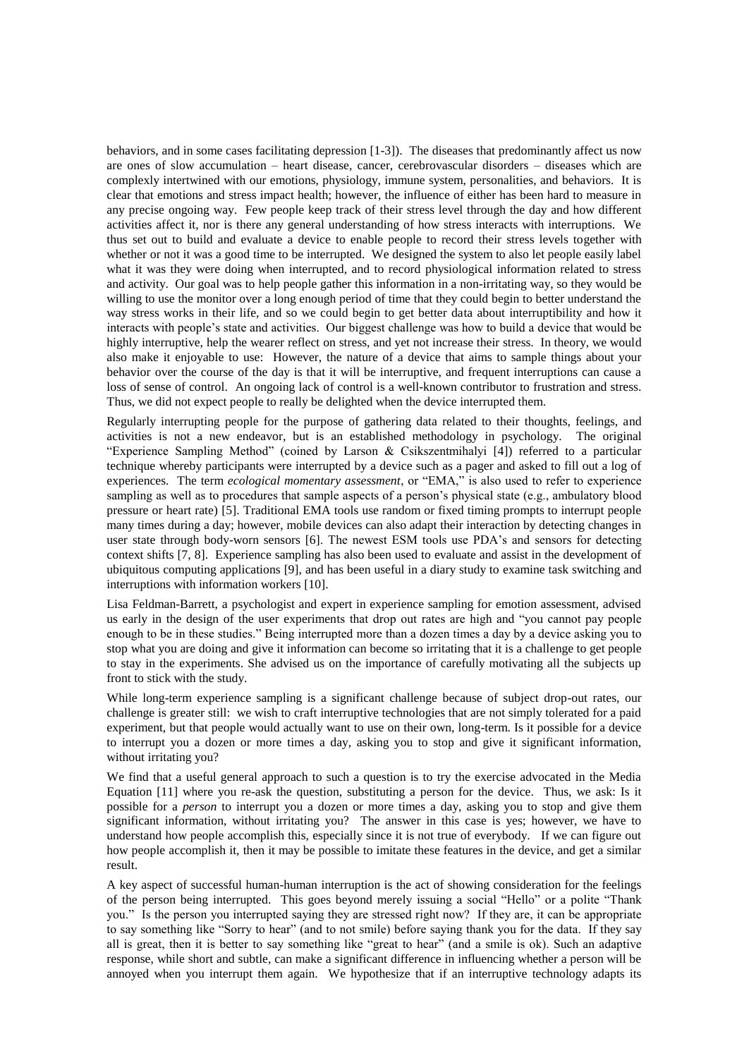behaviors, and in some cases facilitating depression [1-3]). The diseases that predominantly affect us now are ones of slow accumulation – heart disease, cancer, cerebrovascular disorders – diseases which are complexly intertwined with our emotions, physiology, immune system, personalities, and behaviors. It is clear that emotions and stress impact health; however, the influence of either has been hard to measure in any precise ongoing way. Few people keep track of their stress level through the day and how different activities affect it, nor is there any general understanding of how stress interacts with interruptions. We thus set out to build and evaluate a device to enable people to record their stress levels together with whether or not it was a good time to be interrupted. We designed the system to also let people easily label what it was they were doing when interrupted, and to record physiological information related to stress and activity. Our goal was to help people gather this information in a non-irritating way, so they would be willing to use the monitor over a long enough period of time that they could begin to better understand the way stress works in their life, and so we could begin to get better data about interruptibility and how it interacts with people's state and activities. Our biggest challenge was how to build a device that would be highly interruptive, help the wearer reflect on stress, and yet not increase their stress. In theory, we would also make it enjoyable to use: However, the nature of a device that aims to sample things about your behavior over the course of the day is that it will be interruptive, and frequent interruptions can cause a loss of sense of control. An ongoing lack of control is a well-known contributor to frustration and stress. Thus, we did not expect people to really be delighted when the device interrupted them.

Regularly interrupting people for the purpose of gathering data related to their thoughts, feelings, and activities is not a new endeavor, but is an established methodology in psychology. The original "Experience Sampling Method" (coined by Larson & Csikszentmihalyi [4]) referred to a particular technique whereby participants were interrupted by a device such as a pager and asked to fill out a log of experiences. The term *ecological momentary assessment*, or "EMA," is also used to refer to experience sampling as well as to procedures that sample aspects of a person's physical state (e.g., ambulatory blood pressure or heart rate) [5]. Traditional EMA tools use random or fixed timing prompts to interrupt people many times during a day; however, mobile devices can also adapt their interaction by detecting changes in user state through body-worn sensors [6]. The newest ESM tools use PDA's and sensors for detecting context shifts [7, 8]. Experience sampling has also been used to evaluate and assist in the development of ubiquitous computing applications [9], and has been useful in a diary study to examine task switching and interruptions with information workers [10].

Lisa Feldman-Barrett, a psychologist and expert in experience sampling for emotion assessment, advised us early in the design of the user experiments that drop out rates are high and "you cannot pay people enough to be in these studies." Being interrupted more than a dozen times a day by a device asking you to stop what you are doing and give it information can become so irritating that it is a challenge to get people to stay in the experiments. She advised us on the importance of carefully motivating all the subjects up front to stick with the study.

While long-term experience sampling is a significant challenge because of subject drop-out rates, our challenge is greater still: we wish to craft interruptive technologies that are not simply tolerated for a paid experiment, but that people would actually want to use on their own, long-term. Is it possible for a device to interrupt you a dozen or more times a day, asking you to stop and give it significant information, without irritating you?

We find that a useful general approach to such a question is to try the exercise advocated in the Media Equation [11] where you re-ask the question, substituting a person for the device. Thus, we ask: Is it possible for a *person* to interrupt you a dozen or more times a day, asking you to stop and give them significant information, without irritating you? The answer in this case is yes; however, we have to understand how people accomplish this, especially since it is not true of everybody. If we can figure out how people accomplish it, then it may be possible to imitate these features in the device, and get a similar result.

A key aspect of successful human-human interruption is the act of showing consideration for the feelings of the person being interrupted. This goes beyond merely issuing a social "Hello" or a polite "Thank you." Is the person you interrupted saying they are stressed right now? If they are, it can be appropriate to say something like "Sorry to hear" (and to not smile) before saying thank you for the data. If they say all is great, then it is better to say something like "great to hear" (and a smile is ok). Such an adaptive response, while short and subtle, can make a significant difference in influencing whether a person will be annoyed when you interrupt them again. We hypothesize that if an interruptive technology adapts its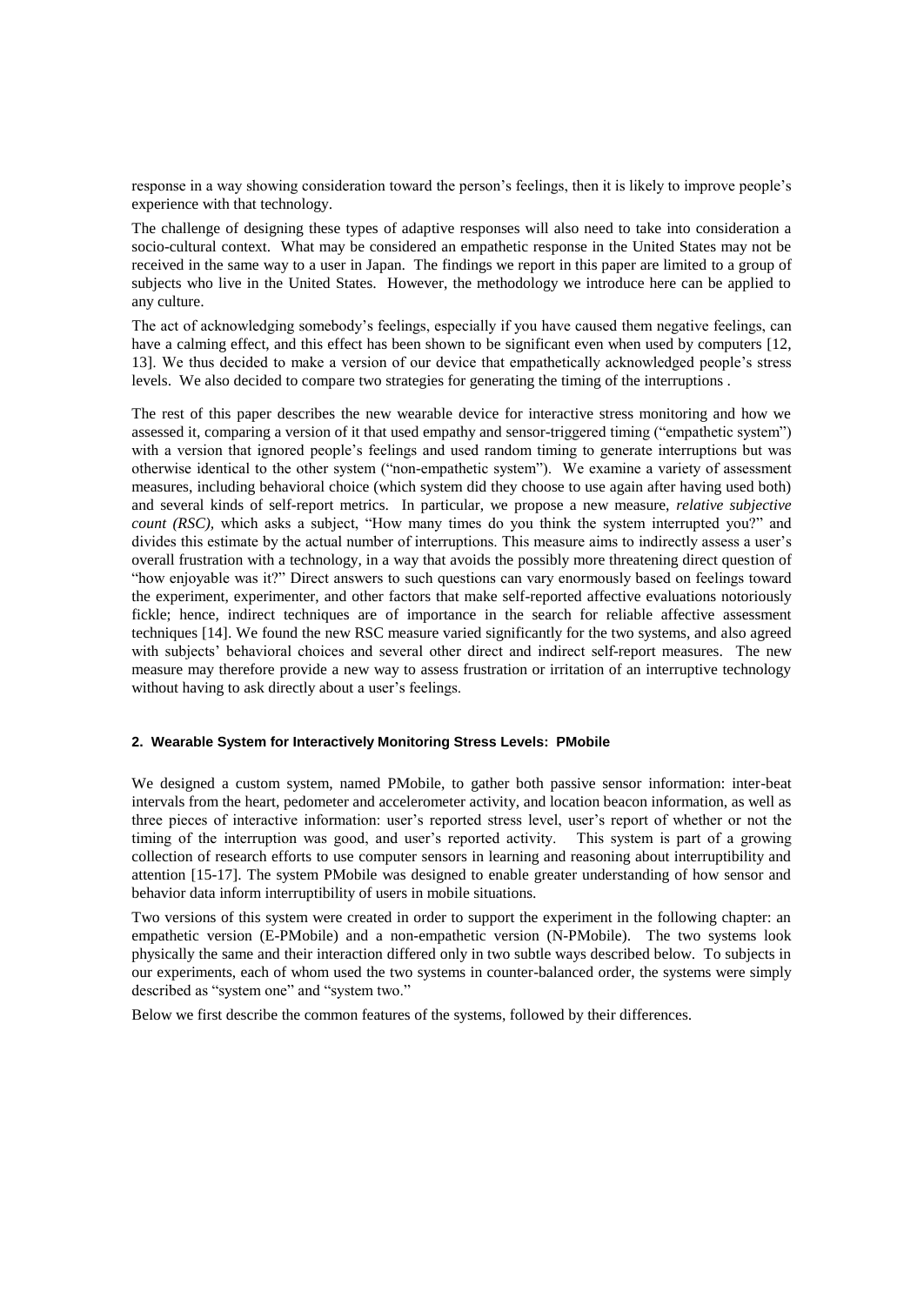response in a way showing consideration toward the person's feelings, then it is likely to improve people's experience with that technology.

The challenge of designing these types of adaptive responses will also need to take into consideration a socio-cultural context. What may be considered an empathetic response in the United States may not be received in the same way to a user in Japan. The findings we report in this paper are limited to a group of subjects who live in the United States. However, the methodology we introduce here can be applied to any culture.

The act of acknowledging somebody's feelings, especially if you have caused them negative feelings, can have a calming effect, and this effect has been shown to be significant even when used by computers [12, 13]. We thus decided to make a version of our device that empathetically acknowledged people's stress levels. We also decided to compare two strategies for generating the timing of the interruptions .

The rest of this paper describes the new wearable device for interactive stress monitoring and how we assessed it, comparing a version of it that used empathy and sensor-triggered timing ("empathetic system") with a version that ignored people's feelings and used random timing to generate interruptions but was otherwise identical to the other system ("non-empathetic system"). We examine a variety of assessment measures, including behavioral choice (which system did they choose to use again after having used both) and several kinds of self-report metrics. In particular, we propose a new measure, *relative subjective count (RSC),* which asks a subject, "How many times do you think the system interrupted you?" and divides this estimate by the actual number of interruptions. This measure aims to indirectly assess a user's overall frustration with a technology, in a way that avoids the possibly more threatening direct question of "how enjoyable was it?" Direct answers to such questions can vary enormously based on feelings toward the experiment, experimenter, and other factors that make self-reported affective evaluations notoriously fickle; hence, indirect techniques are of importance in the search for reliable affective assessment techniques [14]. We found the new RSC measure varied significantly for the two systems, and also agreed with subjects' behavioral choices and several other direct and indirect self-report measures. The new measure may therefore provide a new way to assess frustration or irritation of an interruptive technology without having to ask directly about a user's feelings.

## 2. Wearable System for Interactively Monitoring Stress Levels: PMobile

We designed a custom system, named PMobile, to gather both passive sensor information: inter-beat intervals from the heart, pedometer and accelerometer activity, and location beacon information, as well as three pieces of interactive information: user's reported stress level, user's report of whether or not the timing of the interruption was good, and user's reported activity. This system is part of a growing collection of research efforts to use computer sensors in learning and reasoning about interruptibility and attention [15-17]. The system PMobile was designed to enable greater understanding of how sensor and behavior data inform interruptibility of users in mobile situations.

Two versions of this system were created in order to support the experiment in the following chapter: an empathetic version (E-PMobile) and a non-empathetic version (N-PMobile). The two systems look physically the same and their interaction differed only in two subtle ways described below. To subjects in our experiments, each of whom used the two systems in counter-balanced order, the systems were simply described as "system one" and "system two."

Below we first describe the common features of the systems, followed by their differences.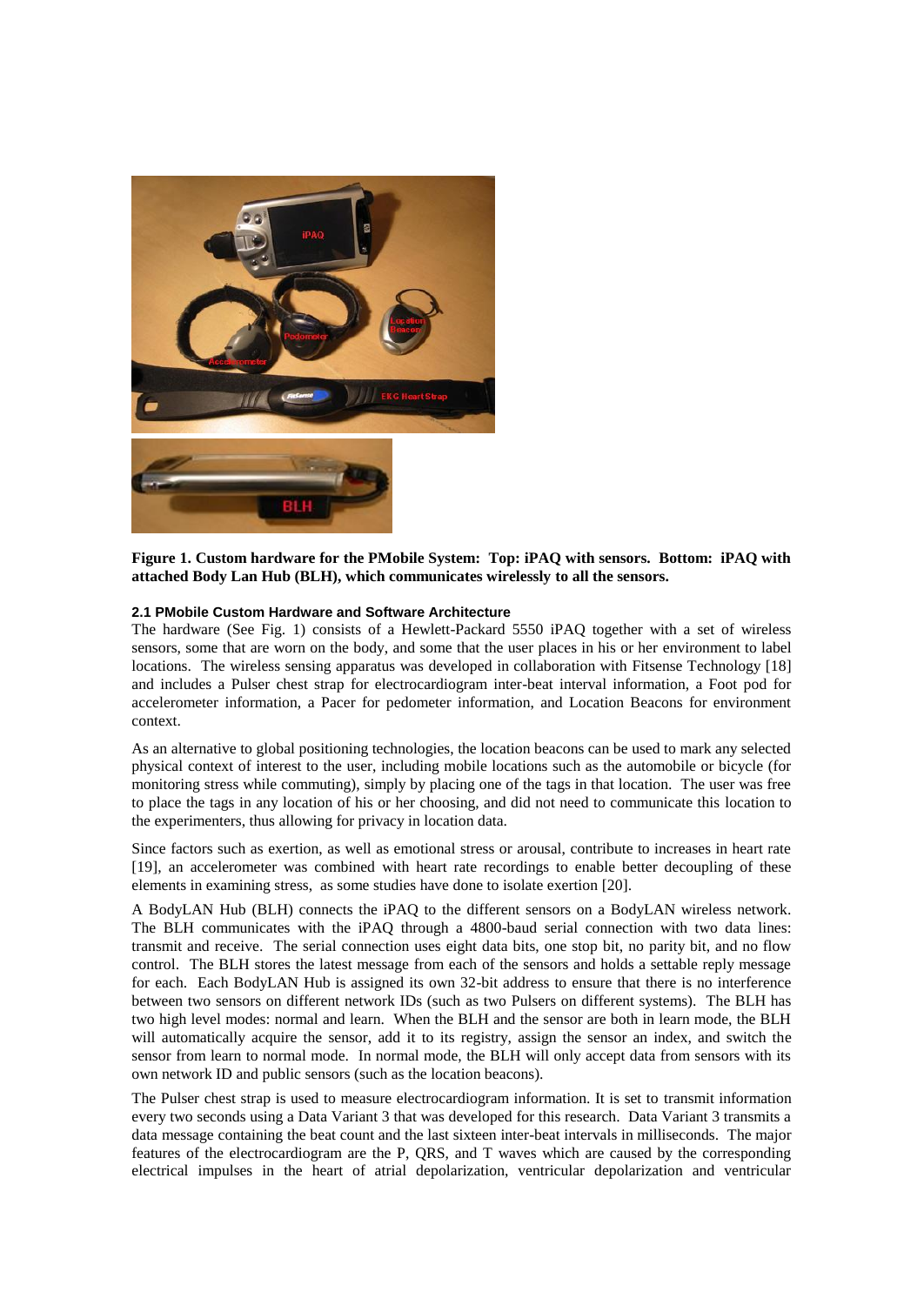**Figure 1. Custom hardware for the PMobile System: Top: iPAQ with sensors. Bottom: iPAQ with attached Body Lan Hub (BLH), which communicates wirelessly to all the sensors.**

### 2.1 PMobile Custom Hardware and Software Architecture

The hardware (See Fig. 1) consists of a Hewlett-Packard 5550 iPAQ together with a set of wireless sensors, some that are worn on the body, and some that the user places in his or her environment to label locations. The wireless sensing apparatus was developed in collaboration with Fitsense Technology [18] and includes a Pulser chest strap for electrocardiogram inter-beat interval information, a Foot pod for accelerometer information, a Pacer for pedometer information, and Location Beacons for environment context.

As an alternative to global positioning technologies, the location beacons can be used to mark any selected physical context of interest to the user, including mobile locations such as the automobile or bicycle (for monitoring stress while commuting), simply by placing one of the tags in that location. The user was free to place the tags in any location of his or her choosing, and did not need to communicate this location to the experimenters, thus allowing for privacy in location data.

Since factors such as exertion, as well as emotional stress or arousal, contribute to increases in heart rate [19], an accelerometer was combined with heart rate recordings to enable better decoupling of these elements in examining stress, as some studies have done to isolate exertion [20].

A BodyLAN Hub (BLH) connects the iPAQ to the different sensors on a BodyLAN wireless network. The BLH communicates with the iPAQ through a 4800-baud serial connection with two data lines: transmit and receive. The serial connection uses eight data bits, one stop bit, no parity bit, and no flow control. The BLH stores the latest message from each of the sensors and holds a settable reply message for each. Each BodyLAN Hub is assigned its own 32-bit address to ensure that there is no interference between two sensors on different network IDs (such as two Pulsers on different systems). The BLH has two high level modes: normal and learn. When the BLH and the sensor are both in learn mode, the BLH will automatically acquire the sensor, add it to its registry, assign the sensor an index, and switch the sensor from learn to normal mode. In normal mode, the BLH will only accept data from sensors with its own network ID and public sensors (such as the location beacons).

The Pulser chest strap is used to measure electrocardiogram information. It is set to transmit information every two seconds using a Data Variant 3 that was developed for this research. Data Variant 3 transmits a data message containing the beat count and the last sixteen inter-beat intervals in milliseconds. The major features of the electrocardiogram are the P, QRS, and T waves which are caused by the corresponding electrical impulses in the heart of atrial depolarization, ventricular depolarization and ventricular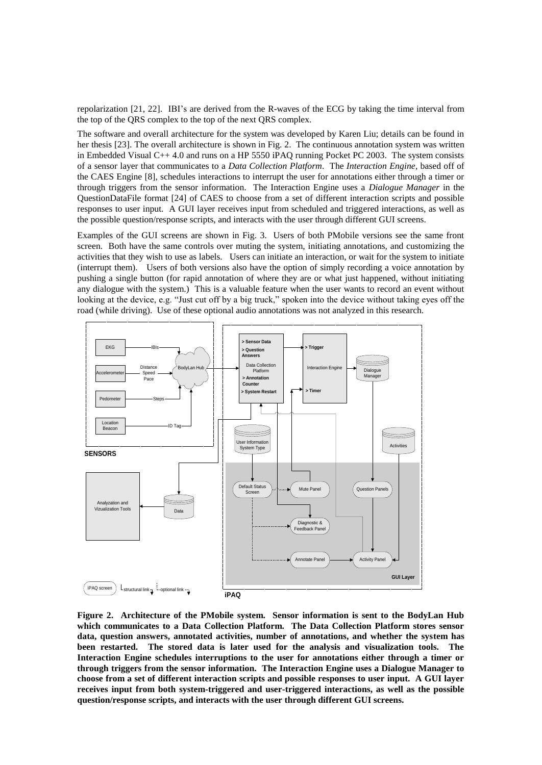repolarization [21, 22]. IBI's are derived from the R-waves of the ECG by taking the time interval from the top of the QRS complex to the top of the next QRS complex.

The software and overall architecture for the system was developed by Karen Liu; details can be found in her thesis [23]. The overall architecture is shown in Fig. 2. The continuous annotation system was written in Embedded Visual C++ 4.0 and runs on a HP 5550 iPAQ running Pocket PC 2003. The system consists of a sensor layer that communicates to a *Data Collection Platform*. The *Interaction Engine*, based off of the CAES Engine [8], schedules interactions to interrupt the user for annotations either through a timer or through triggers from the sensor information. The Interaction Engine uses a *Dialogue Manager* in the QuestionDataFile format [24] of CAES to choose from a set of different interaction scripts and possible responses to user input. A GUI layer receives input from scheduled and triggered interactions, as well as the possible question/response scripts, and interacts with the user through different GUI screens.

Examples of the GUI screens are shown in Fig. 3. Users of both PMobile versions see the same front screen. Both have the same controls over muting the system, initiating annotations, and customizing the activities that they wish to use as labels. Users can initiate an interaction, or wait for the system to initiate (interrupt them). Users of both versions also have the option of simply recording a voice annotation by pushing a single button (for rapid annotation of where they are or what just happened, without initiating any dialogue with the system.) This is a valuable feature when the user wants to record an event without looking at the device, e.g. "Just cut off by a big truck," spoken into the device without taking eyes off the road (while driving). Use of these optional audio annotations was not analyzed in this research.

**Figure 2. Architecture of the PMobile system. Sensor information is sent to the BodyLan Hub which communicates to a Data Collection Platform. The Data Collection Platform stores sensor data, question answers, annotated activities, number of annotations, and whether the system has been restarted. The stored data is later used for the analysis and visualization tools. The Interaction Engine schedules interruptions to the user for annotations either through a timer or through triggers from the sensor information. The Interaction Engine uses a Dialogue Manager to choose from a set of different interaction scripts and possible responses to user input. A GUI layer receives input from both system-triggered and user-triggered interactions, as well as the possible question/response scripts, and interacts with the user through different GUI screens.**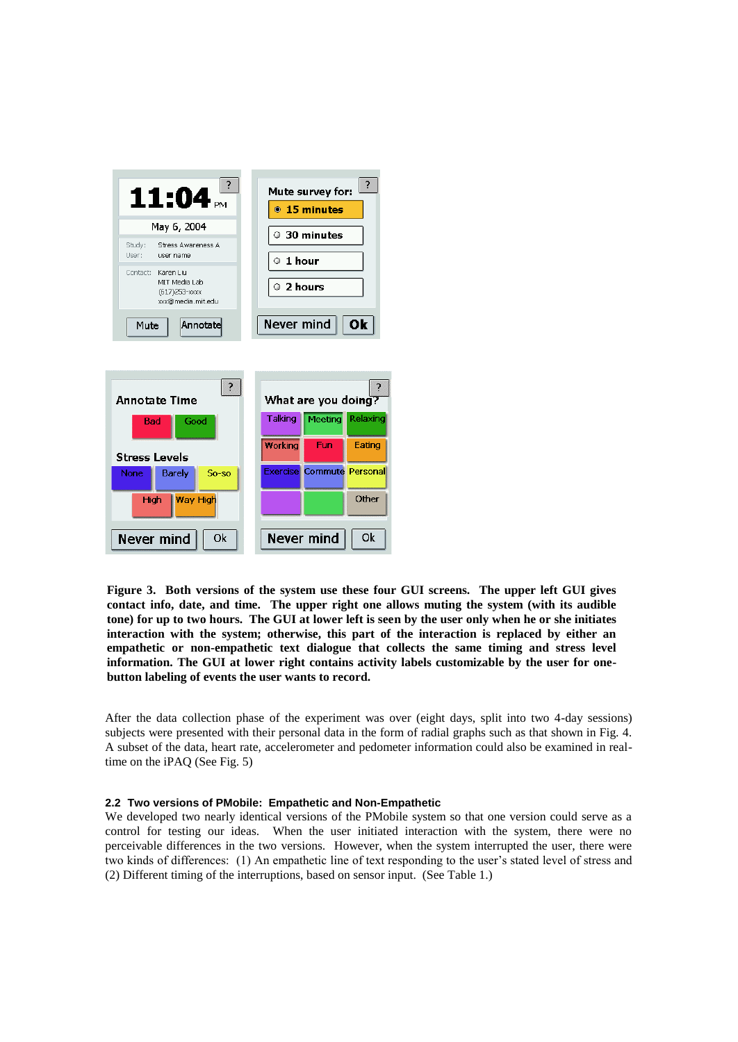**Figure 3. Both versions of the system use these four GUI screens. The upper left GUI gives contact info, date, and time. The upper right one allows muting the system (with its audible tone) for up to two hours. The GUI at lower left is seen by the user only when he or she initiates interaction with the system; otherwise, this part of the interaction is replaced by either an empathetic or non-empathetic text dialogue that collects the same timing and stress level information. The GUI at lower right contains activity labels customizable by the user for one-button labeling of events the user wants to record.**

After the data collection phase of the experiment was over (eight days, split into two 4-day sessions) subjects were presented with their personal data in the form of radial graphs such as that shown in Fig. 4. A subset of the data, heart rate, accelerometer and pedometer information could also be examined in real-time on the iPAQ (See Fig. 5)

### 2.2 Two versions of PMobile: Empathetic and Non-Empathetic

We developed two nearly identical versions of the PMobile system so that one version could serve as a control for testing our ideas. When the user initiated interaction with the system, there were no perceivable differences in the two versions. However, when the system interrupted the user, there were two kinds of differences: (1) An empathetic line of text responding to the user's stated level of stress and (2) Different timing of the interruptions, based on sensor input. (See Table 1.)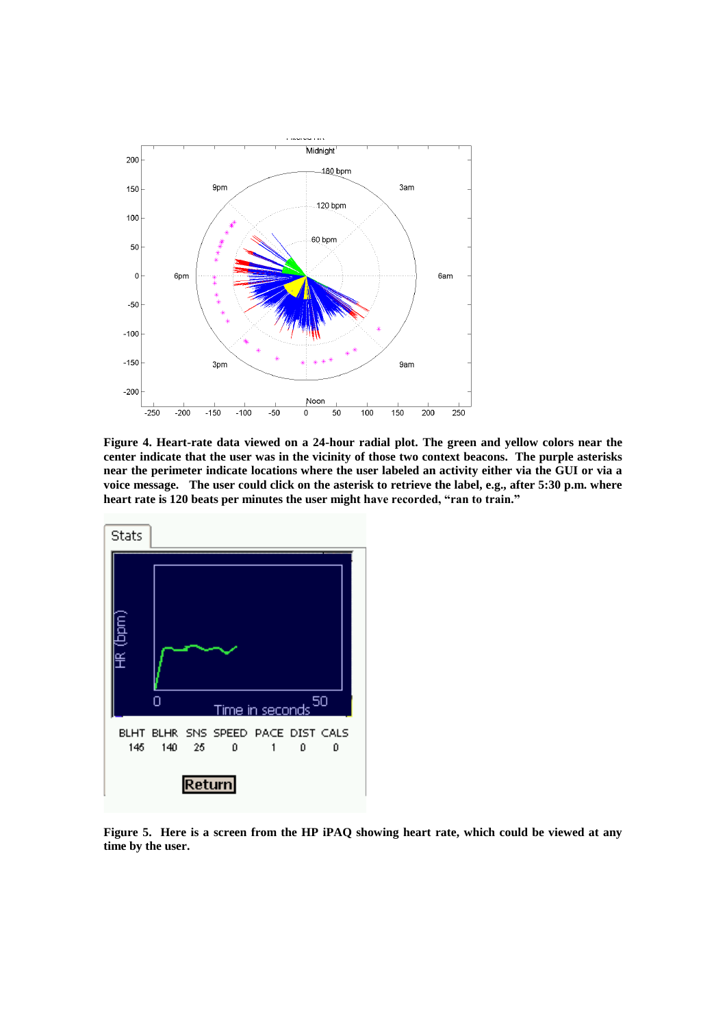**Figure 4. Heart-rate data viewed on a 24-hour radial plot. The green and yellow colors near the center indicate that the user was in the vicinity of those two context beacons. The purple asterisks near the perimeter indicate locations where the user labeled an activity either via the GUI or via a voice message. The user could click on the asterisk to retrieve the label, e.g., after 5:30 p.m. where heart rate is 120 beats per minutes the user might have recorded, "ran to train."**

**Figure 5. Here is a screen from the HP iPAQ showing heart rate, which could be viewed at any time by the user.**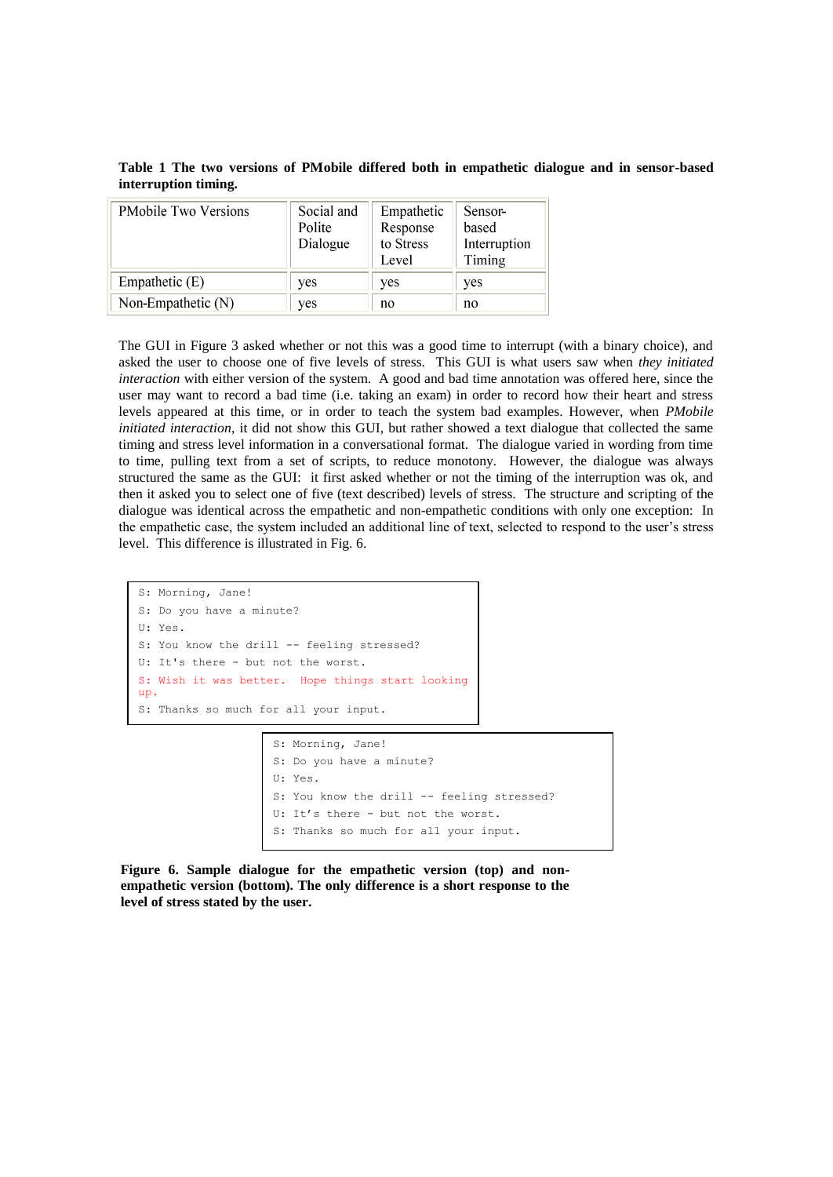**Table 1 The two versions of PMobile differed both in empathetic dialogue and in sensor-based interruption timing.**

| PMobile Two Versions | Social and Polite Dialogue | Empathetic Response to Stress Level | Sensor-based Interruption Timing |
|---|---|---|---|
| Empathetic (E) | yes | yes | yes |
| Non-Empathetic (N) | yes | no | no |

The GUI in Figure 3 asked whether or not this was a good time to interrupt (with a binary choice), and asked the user to choose one of five levels of stress. This GUI is what users saw when *they initiated interaction* with either version of the system. A good and bad time annotation was offered here, since the user may want to record a bad time (i.e. taking an exam) in order to record how their heart and stress levels appeared at this time, or in order to teach the system bad examples. However, when *PMobile initiated interaction*, it did not show this GUI, but rather showed a text dialogue that collected the same timing and stress level information in a conversational format. The dialogue varied in wording from time to time, pulling text from a set of scripts, to reduce monotony. However, the dialogue was always structured the same as the GUI: it first asked whether or not the timing of the interruption was ok, and then it asked you to select one of five (text described) levels of stress. The structure and scripting of the dialogue was identical across the empathetic and non-empathetic conditions with only one exception: In the empathetic case, the system included an additional line of text, selected to respond to the user's stress level. This difference is illustrated in Fig. 6.

```
S: Morning, Jane!
S: Do you have a minute?
U: Yes.
S: You know the drill -- feeling stressed?
U: It's there - but not the worst.
S: Wish it was better.  Hope things start looking up.
S: Thanks so much for all your input.
```

```
S: Morning, Jane!
S: Do you have a minute?
U: Yes.
S: You know the drill -- feeling stressed?
U: It's there - but not the worst.
S: Thanks so much for all your input.
```

**Figure 6. Sample dialogue for the empathetic version (top) and non-empathetic version (bottom). The only difference is a short response to the level of stress stated by the user.**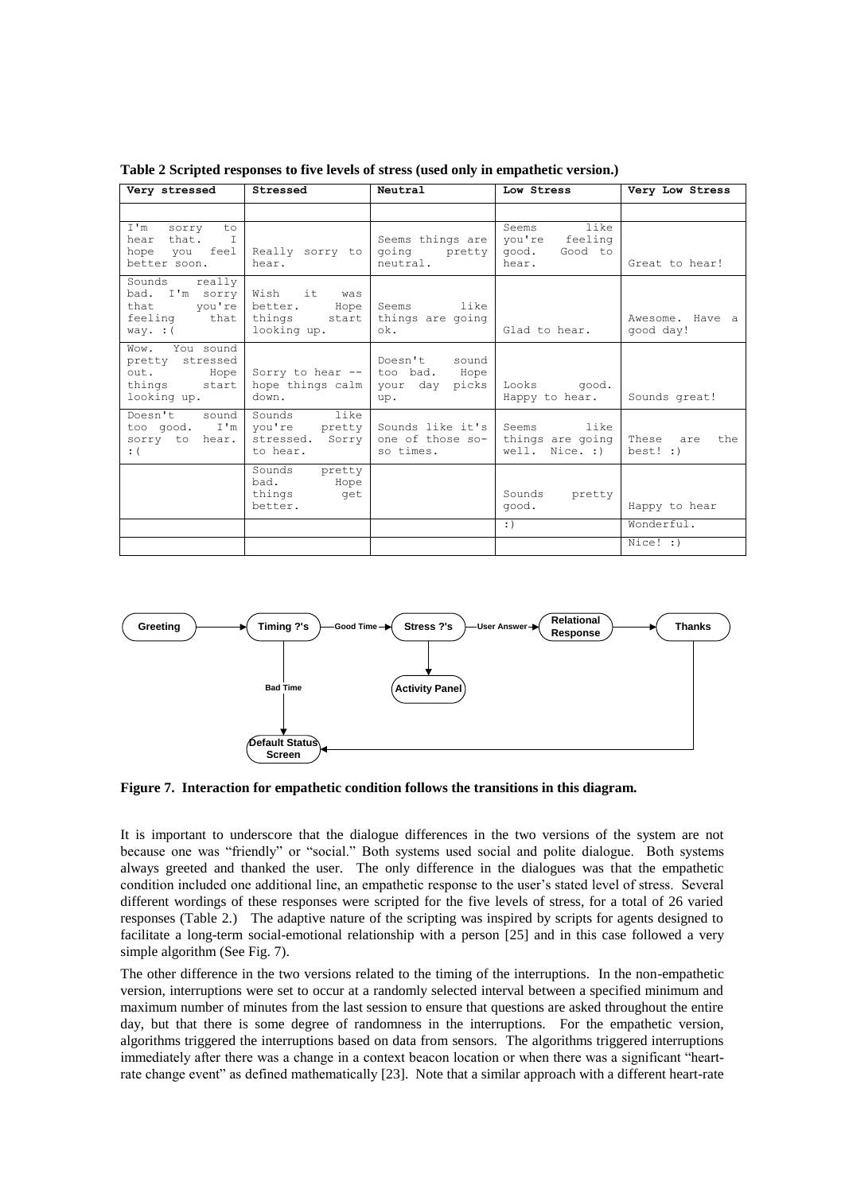**Table 2 Scripted responses to five levels of stress (used only in empathetic version.)**

| Very stressed | Stressed | Neutral | Low Stress | Very Low Stress |
|---|---|---|---|---|
| | | | | |
| I'm sorry to hear that. I hope you feel better soon. | Really sorry to hear. | Seems things are going pretty neutral. | Seems like you're feeling good. Good to hear. | Great to hear! |
| Sounds really bad. I'm sorry that you're feeling that way. :( | Wish it was better. Hope things start looking up. | Seems like things are going ok. | Glad to hear. | Awesome. Have a good day! |
| Wow. You sound pretty stressed out. Hope things start looking up. | Sorry to hear -- hope things calm down. | Doesn't sound too bad. Hope your day picks up. | Looks good. Happy to hear. | Sounds great! |
| Doesn't sound too good. I'm sorry to hear. :( | Sounds like you're pretty stressed. Sorry to hear. | Sounds like it's one of those so-so times. | Seems like things are going well. Nice. :) | These are the best! :) |
| | Sounds pretty bad. Hope things get better. | | Sounds pretty good. | Happy to hear |
| | | | :) | Wonderful. |
| | | | | Nice! :) |

**Figure 7. Interaction for empathetic condition follows the transitions in this diagram.**

It is important to underscore that the dialogue differences in the two versions of the system are not because one was "friendly" or "social." Both systems used social and polite dialogue. Both systems always greeted and thanked the user. The only difference in the dialogues was that the empathetic condition included one additional line, an empathetic response to the user's stated level of stress. Several different wordings of these responses were scripted for the five levels of stress, for a total of 26 varied responses (Table 2.) The adaptive nature of the scripting was inspired by scripts for agents designed to facilitate a long-term social-emotional relationship with a person [25] and in this case followed a very simple algorithm (See Fig. 7).

The other difference in the two versions related to the timing of the interruptions. In the non-empathetic version, interruptions were set to occur at a randomly selected interval between a specified minimum and maximum number of minutes from the last session to ensure that questions are asked throughout the entire day, but that there is some degree of randomness in the interruptions. For the empathetic version, algorithms triggered the interruptions based on data from sensors. The algorithms triggered interruptions immediately after there was a change in a context beacon location or when there was a significant "heart-rate change event" as defined mathematically [23]. Note that a similar approach with a different heart-rate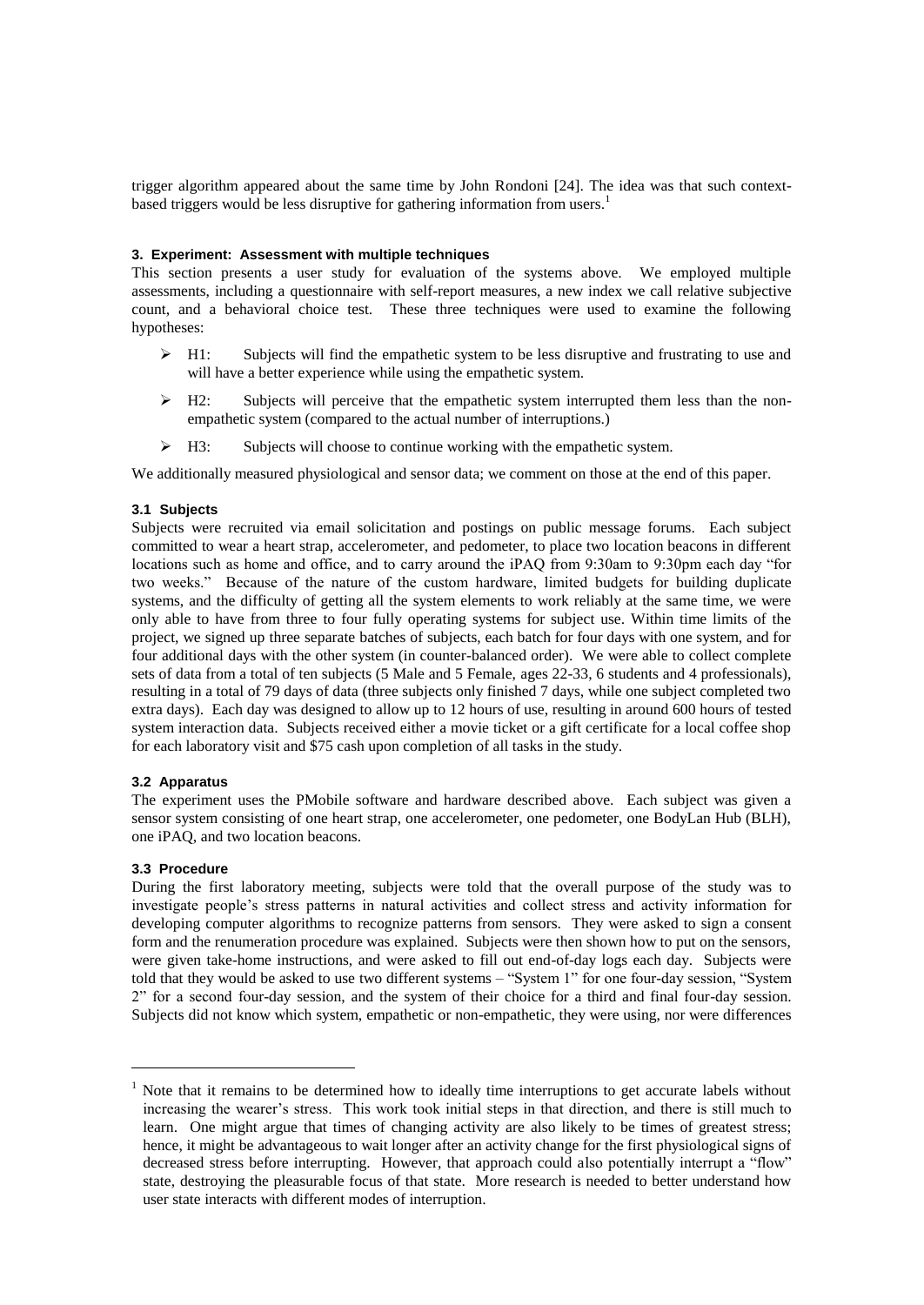trigger algorithm appeared about the same time by John Rondoni [24]. The idea was that such context-based triggers would be less disruptive for gathering information from users.[1]

### 3. Experiment: Assessment with multiple techniques

This section presents a user study for evaluation of the systems above. We employed multiple assessments, including a questionnaire with self-report measures, a new index we call relative subjective count, and a behavioral choice test. These three techniques were used to examine the following hypotheses:

- H1: Subjects will find the empathetic system to be less disruptive and frustrating to use and will have a better experience while using the empathetic system.
- H2: Subjects will perceive that the empathetic system interrupted them less than the non-empathetic system (compared to the actual number of interruptions.)
- H3: Subjects will choose to continue working with the empathetic system.

We additionally measured physiological and sensor data; we comment on those at the end of this paper.

#### 3.1 Subjects

Subjects were recruited via email solicitation and postings on public message forums. Each subject committed to wear a heart strap, accelerometer, and pedometer, to place two location beacons in different locations such as home and office, and to carry around the iPAQ from 9:30am to 9:30pm each day "for two weeks." Because of the nature of the custom hardware, limited budgets for building duplicate systems, and the difficulty of getting all the system elements to work reliably at the same time, we were only able to have from three to four fully operating systems for subject use. Within time limits of the project, we signed up three separate batches of subjects, each batch for four days with one system, and for four additional days with the other system (in counter-balanced order). We were able to collect complete sets of data from a total of ten subjects (5 Male and 5 Female, ages 22-33, 6 students and 4 professionals), resulting in a total of 79 days of data (three subjects only finished 7 days, while one subject completed two extra days). Each day was designed to allow up to 12 hours of use, resulting in around 600 hours of tested system interaction data. Subjects received either a movie ticket or a gift certificate for a local coffee shop for each laboratory visit and $75 cash upon completion of all tasks in the study.

#### 3.2 Apparatus

The experiment uses the PMobile software and hardware described above. Each subject was given a sensor system consisting of one heart strap, one accelerometer, one pedometer, one BodyLan Hub (BLH), one iPAQ, and two location beacons.

#### 3.3 Procedure

During the first laboratory meeting, subjects were told that the overall purpose of the study was to investigate people's stress patterns in natural activities and collect stress and activity information for developing computer algorithms to recognize patterns from sensors. They were asked to sign a consent form and the renumeration procedure was explained. Subjects were then shown how to put on the sensors, were given take-home instructions, and were asked to fill out end-of-day logs each day. Subjects were told that they would be asked to use two different systems – "System 1" for one four-day session, "System 2" for a second four-day session, and the system of their choice for a third and final four-day session. Subjects did not know which system, empathetic or non-empathetic, they were using, nor were differences

---

[1] Note that it remains to be determined how to ideally time interruptions to get accurate labels without increasing the wearer's stress. This work took initial steps in that direction, and there is still much to learn. One might argue that times of changing activity are also likely to be times of greatest stress; hence, it might be advantageous to wait longer after an activity change for the first physiological signs of decreased stress before interrupting. However, that approach could also potentially interrupt a "flow" state, destroying the pleasurable focus of that state. More research is needed to better understand how user state interacts with different modes of interruption.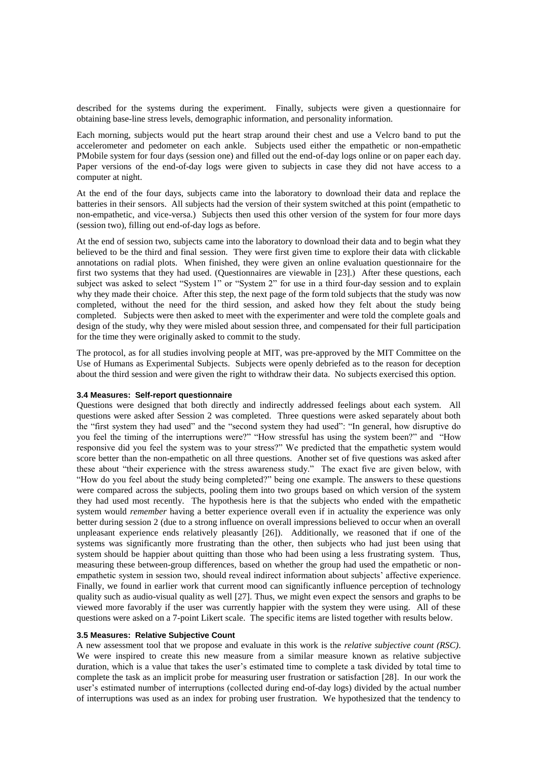described for the systems during the experiment. Finally, subjects were given a questionnaire for obtaining base-line stress levels, demographic information, and personality information.

Each morning, subjects would put the heart strap around their chest and use a Velcro band to put the accelerometer and pedometer on each ankle. Subjects used either the empathetic or non-empathetic PMobile system for four days (session one) and filled out the end-of-day logs online or on paper each day. Paper versions of the end-of-day logs were given to subjects in case they did not have access to a computer at night.

At the end of the four days, subjects came into the laboratory to download their data and replace the batteries in their sensors. All subjects had the version of their system switched at this point (empathetic to non-empathetic, and vice-versa.) Subjects then used this other version of the system for four more days (session two), filling out end-of-day logs as before.

At the end of session two, subjects came into the laboratory to download their data and to begin what they believed to be the third and final session. They were first given time to explore their data with clickable annotations on radial plots. When finished, they were given an online evaluation questionnaire for the first two systems that they had used. (Questionnaires are viewable in [23].) After these questions, each subject was asked to select "System 1" or "System 2" for use in a third four-day session and to explain why they made their choice. After this step, the next page of the form told subjects that the study was now completed, without the need for the third session, and asked how they felt about the study being completed. Subjects were then asked to meet with the experimenter and were told the complete goals and design of the study, why they were misled about session three, and compensated for their full participation for the time they were originally asked to commit to the study.

The protocol, as for all studies involving people at MIT, was pre-approved by the MIT Committee on the Use of Humans as Experimental Subjects. Subjects were openly debriefed as to the reason for deception about the third session and were given the right to withdraw their data. No subjects exercised this option.

### 3.4 Measures: Self-report questionnaire

Questions were designed that both directly and indirectly addressed feelings about each system. All questions were asked after Session 2 was completed. Three questions were asked separately about both the "first system they had used" and the "second system they had used": "In general, how disruptive do you feel the timing of the interruptions were?" "How stressful has using the system been?" and "How responsive did you feel the system was to your stress?" We predicted that the empathetic system would score better than the non-empathetic on all three questions. Another set of five questions was asked after these about "their experience with the stress awareness study." The exact five are given below, with "How do you feel about the study being completed?" being one example. The answers to these questions were compared across the subjects, pooling them into two groups based on which version of the system they had used most recently. The hypothesis here is that the subjects who ended with the empathetic system would *remember* having a better experience overall even if in actuality the experience was only better during session 2 (due to a strong influence on overall impressions believed to occur when an overall unpleasant experience ends relatively pleasantly [26]). Additionally, we reasoned that if one of the systems was significantly more frustrating than the other, then subjects who had just been using that system should be happier about quitting than those who had been using a less frustrating system. Thus, measuring these between-group differences, based on whether the group had used the empathetic or non-empathetic system in session two, should reveal indirect information about subjects' affective experience. Finally, we found in earlier work that current mood can significantly influence perception of technology quality such as audio-visual quality as well [27]. Thus, we might even expect the sensors and graphs to be viewed more favorably if the user was currently happier with the system they were using. All of these questions were asked on a 7-point Likert scale. The specific items are listed together with results below.

### 3.5 Measures: Relative Subjective Count

A new assessment tool that we propose and evaluate in this work is the *relative subjective count (RSC)*. We were inspired to create this new measure from a similar measure known as relative subjective duration, which is a value that takes the user's estimated time to complete a task divided by total time to complete the task as an implicit probe for measuring user frustration or satisfaction [28]. In our work the user's estimated number of interruptions (collected during end-of-day logs) divided by the actual number of interruptions was used as an index for probing user frustration. We hypothesized that the tendency to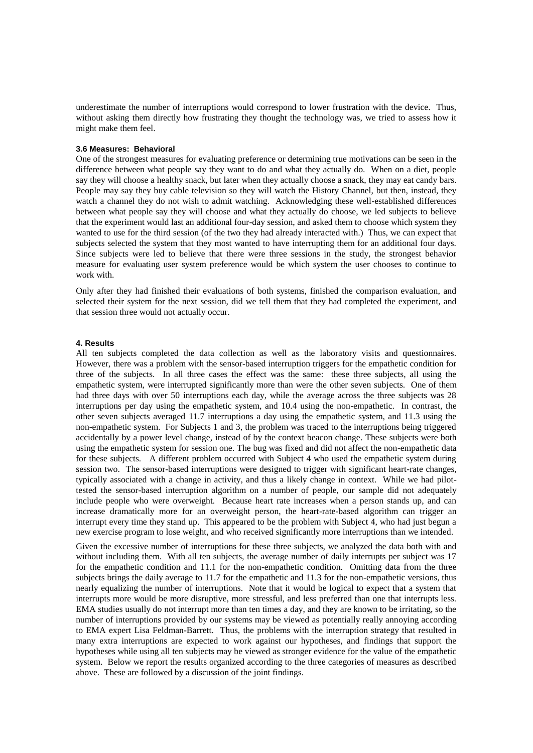underestimate the number of interruptions would correspond to lower frustration with the device. Thus, without asking them directly how frustrating they thought the technology was, we tried to assess how it might make them feel.

### 3.6 Measures: Behavioral

One of the strongest measures for evaluating preference or determining true motivations can be seen in the difference between what people say they want to do and what they actually do. When on a diet, people say they will choose a healthy snack, but later when they actually choose a snack, they may eat candy bars. People may say they buy cable television so they will watch the History Channel, but then, instead, they watch a channel they do not wish to admit watching. Acknowledging these well-established differences between what people say they will choose and what they actually do choose, we led subjects to believe that the experiment would last an additional four-day session, and asked them to choose which system they wanted to use for the third session (of the two they had already interacted with.) Thus, we can expect that subjects selected the system that they most wanted to have interrupting them for an additional four days. Since subjects were led to believe that there were three sessions in the study, the strongest behavior measure for evaluating user system preference would be which system the user chooses to continue to work with.

Only after they had finished their evaluations of both systems, finished the comparison evaluation, and selected their system for the next session, did we tell them that they had completed the experiment, and that session three would not actually occur.

## 4. Results

All ten subjects completed the data collection as well as the laboratory visits and questionnaires. However, there was a problem with the sensor-based interruption triggers for the empathetic condition for three of the subjects. In all three cases the effect was the same: these three subjects, all using the empathetic system, were interrupted significantly more than were the other seven subjects. One of them had three days with over 50 interruptions each day, while the average across the three subjects was 28 interruptions per day using the empathetic system, and 10.4 using the non-empathetic. In contrast, the other seven subjects averaged 11.7 interruptions a day using the empathetic system, and 11.3 using the non-empathetic system. For Subjects 1 and 3, the problem was traced to the interruptions being triggered accidentally by a power level change, instead of by the context beacon change. These subjects were both using the empathetic system for session one. The bug was fixed and did not affect the non-empathetic data for these subjects. A different problem occurred with Subject 4 who used the empathetic system during session two. The sensor-based interruptions were designed to trigger with significant heart-rate changes, typically associated with a change in activity, and thus a likely change in context. While we had pilot-tested the sensor-based interruption algorithm on a number of people, our sample did not adequately include people who were overweight. Because heart rate increases when a person stands up, and can increase dramatically more for an overweight person, the heart-rate-based algorithm can trigger an interrupt every time they stand up. This appeared to be the problem with Subject 4, who had just begun a new exercise program to lose weight, and who received significantly more interruptions than we intended.

Given the excessive number of interruptions for these three subjects, we analyzed the data both with and without including them. With all ten subjects, the average number of daily interrupts per subject was 17 for the empathetic condition and 11.1 for the non-empathetic condition. Omitting data from the three subjects brings the daily average to 11.7 for the empathetic and 11.3 for the non-empathetic versions, thus nearly equalizing the number of interruptions. Note that it would be logical to expect that a system that interrupts more would be more disruptive, more stressful, and less preferred than one that interrupts less. EMA studies usually do not interrupt more than ten times a day, and they are known to be irritating, so the number of interruptions provided by our systems may be viewed as potentially really annoying according to EMA expert Lisa Feldman-Barrett. Thus, the problems with the interruption strategy that resulted in many extra interruptions are expected to work against our hypotheses, and findings that support the hypotheses while using all ten subjects may be viewed as stronger evidence for the value of the empathetic system. Below we report the results organized according to the three categories of measures as described above. These are followed by a discussion of the joint findings.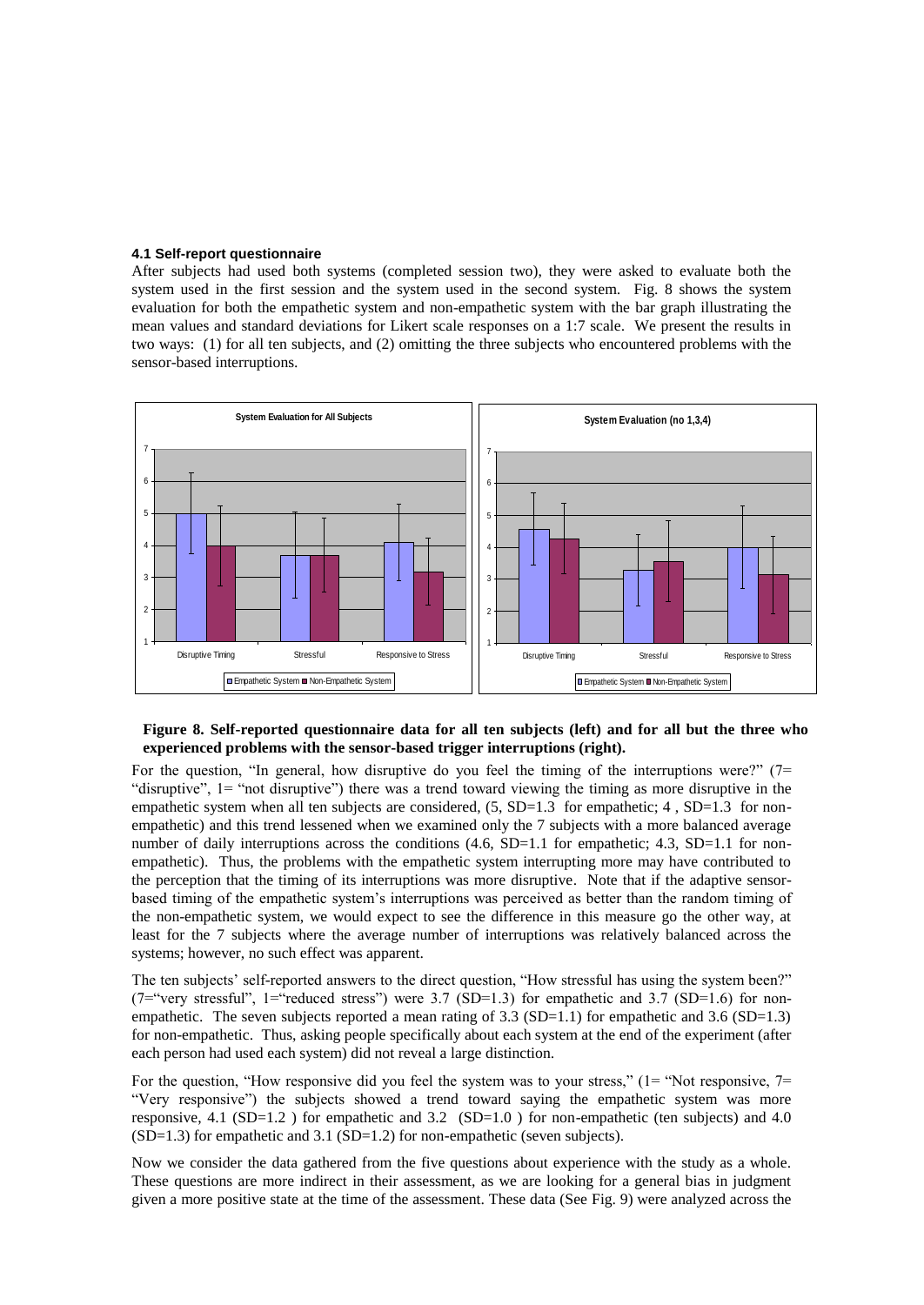### 4.1 Self-report questionnaire

After subjects had used both systems (completed session two), they were asked to evaluate both the system used in the first session and the system used in the second system. Fig. 8 shows the system evaluation for both the empathetic system and non-empathetic system with the bar graph illustrating the mean values and standard deviations for Likert scale responses on a 1:7 scale. We present the results in two ways: (1) for all ten subjects, and (2) omitting the three subjects who encountered problems with the sensor-based interruptions.

**Figure 8. Self-reported questionnaire data for all ten subjects (left) and for all but the three who experienced problems with the sensor-based trigger interruptions (right).**

For the question, "In general, how disruptive do you feel the timing of the interruptions were?" (7= "disruptive", 1= "not disruptive") there was a trend toward viewing the timing as more disruptive in the empathetic system when all ten subjects are considered, (5, SD=1.3 for empathetic; 4 , SD=1.3 for non-empathetic) and this trend lessened when we examined only the 7 subjects with a more balanced average number of daily interruptions across the conditions (4.6, SD=1.1 for empathetic; 4.3, SD=1.1 for non-empathetic). Thus, the problems with the empathetic system interrupting more may have contributed to the perception that the timing of its interruptions was more disruptive. Note that if the adaptive sensor-based timing of the empathetic system's interruptions was perceived as better than the random timing of the non-empathetic system, we would expect to see the difference in this measure go the other way, at least for the 7 subjects where the average number of interruptions was relatively balanced across the systems; however, no such effect was apparent.

The ten subjects' self-reported answers to the direct question, "How stressful has using the system been?" (7="very stressful", 1="reduced stress") were 3.7 (SD=1.3) for empathetic and 3.7 (SD=1.6) for non-empathetic. The seven subjects reported a mean rating of 3.3 (SD=1.1) for empathetic and 3.6 (SD=1.3) for non-empathetic. Thus, asking people specifically about each system at the end of the experiment (after each person had used each system) did not reveal a large distinction.

For the question, "How responsive did you feel the system was to your stress," (1= "Not responsive, 7= "Very responsive") the subjects showed a trend toward saying the empathetic system was more responsive, 4.1 (SD=1.2 ) for empathetic and 3.2 (SD=1.0 ) for non-empathetic (ten subjects) and 4.0 (SD=1.3) for empathetic and 3.1 (SD=1.2) for non-empathetic (seven subjects).

Now we consider the data gathered from the five questions about experience with the study as a whole. These questions are more indirect in their assessment, as we are looking for a general bias in judgment given a more positive state at the time of the assessment. These data (See Fig. 9) were analyzed across the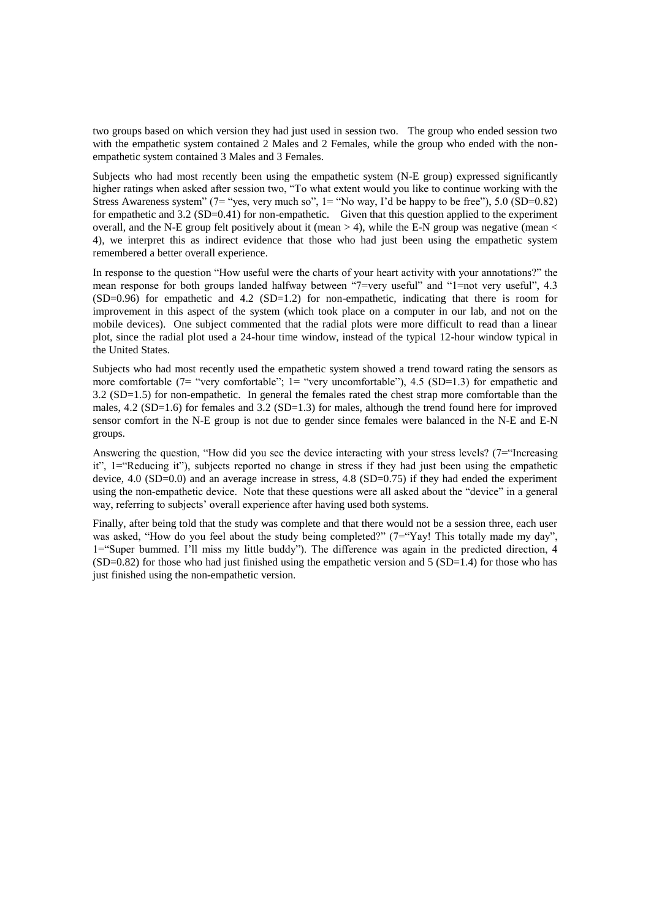two groups based on which version they had just used in session two. The group who ended session two with the empathetic system contained 2 Males and 2 Females, while the group who ended with the non-empathetic system contained 3 Males and 3 Females.

Subjects who had most recently been using the empathetic system (N-E group) expressed significantly higher ratings when asked after session two, "To what extent would you like to continue working with the Stress Awareness system" (7= "yes, very much so", 1= "No way, I'd be happy to be free"), 5.0 (SD=0.82) for empathetic and 3.2 (SD=0.41) for non-empathetic. Given that this question applied to the experiment overall, and the N-E group felt positively about it (mean > 4), while the E-N group was negative (mean < 4), we interpret this as indirect evidence that those who had just been using the empathetic system remembered a better overall experience.

In response to the question "How useful were the charts of your heart activity with your annotations?" the mean response for both groups landed halfway between "7=very useful" and "1=not very useful", 4.3 (SD=0.96) for empathetic and 4.2 (SD=1.2) for non-empathetic, indicating that there is room for improvement in this aspect of the system (which took place on a computer in our lab, and not on the mobile devices). One subject commented that the radial plots were more difficult to read than a linear plot, since the radial plot used a 24-hour time window, instead of the typical 12-hour window typical in the United States.

Subjects who had most recently used the empathetic system showed a trend toward rating the sensors as more comfortable (7= "very comfortable"; 1= "very uncomfortable"), 4.5 (SD=1.3) for empathetic and 3.2 (SD=1.5) for non-empathetic. In general the females rated the chest strap more comfortable than the males, 4.2 (SD=1.6) for females and 3.2 (SD=1.3) for males, although the trend found here for improved sensor comfort in the N-E group is not due to gender since females were balanced in the N-E and E-N groups.

Answering the question, "How did you see the device interacting with your stress levels? (7="Increasing it", 1="Reducing it"), subjects reported no change in stress if they had just been using the empathetic device, 4.0 (SD=0.0) and an average increase in stress, 4.8 (SD=0.75) if they had ended the experiment using the non-empathetic device. Note that these questions were all asked about the "device" in a general way, referring to subjects' overall experience after having used both systems.

Finally, after being told that the study was complete and that there would not be a session three, each user was asked, "How do you feel about the study being completed?" (7="Yay! This totally made my day", 1="Super bummed. I'll miss my little buddy"). The difference was again in the predicted direction, 4 (SD=0.82) for those who had just finished using the empathetic version and 5 (SD=1.4) for those who has just finished using the non-empathetic version.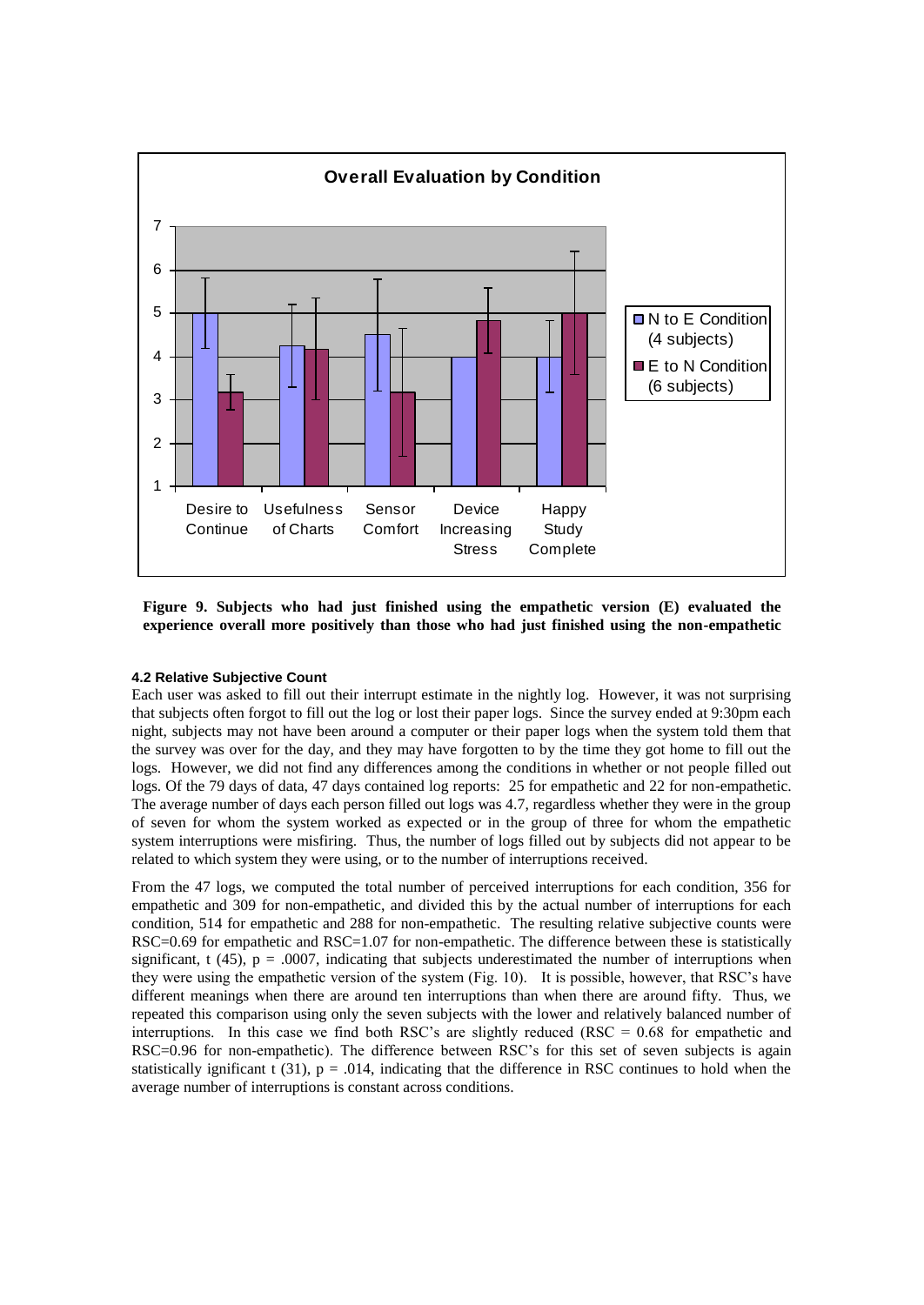**Figure 9. Subjects who had just finished using the empathetic version (E) evaluated the experience overall more positively than those who had just finished using the non-empathetic**

#### 4.2 Relative Subjective Count

Each user was asked to fill out their interrupt estimate in the nightly log. However, it was not surprising that subjects often forgot to fill out the log or lost their paper logs. Since the survey ended at 9:30pm each night, subjects may not have been around a computer or their paper logs when the system told them that the survey was over for the day, and they may have forgotten to by the time they got home to fill out the logs. However, we did not find any differences among the conditions in whether or not people filled out logs. Of the 79 days of data, 47 days contained log reports: 25 for empathetic and 22 for non-empathetic. The average number of days each person filled out logs was 4.7, regardless whether they were in the group of seven for whom the system worked as expected or in the group of three for whom the empathetic system interruptions were misfiring. Thus, the number of logs filled out by subjects did not appear to be related to which system they were using, or to the number of interruptions received.

From the 47 logs, we computed the total number of perceived interruptions for each condition, 356 for empathetic and 309 for non-empathetic, and divided this by the actual number of interruptions for each condition, 514 for empathetic and 288 for non-empathetic. The resulting relative subjective counts were RSC=0.69 for empathetic and RSC=1.07 for non-empathetic. The difference between these is statistically significant, $t(45)$, $p = .0007$, indicating that subjects underestimated the number of interruptions when they were using the empathetic version of the system (Fig. 10). It is possible, however, that RSC's have different meanings when there are around ten interruptions than when there are around fifty. Thus, we repeated this comparison using only the seven subjects with the lower and relatively balanced number of interruptions. In this case we find both RSC's are slightly reduced (RSC = 0.68 for empathetic and RSC=0.96 for non-empathetic). The difference between RSC's for this set of seven subjects is again statistically significant $t(31)$, $p = .014$, indicating that the difference in RSC continues to hold when the average number of interruptions is constant across conditions.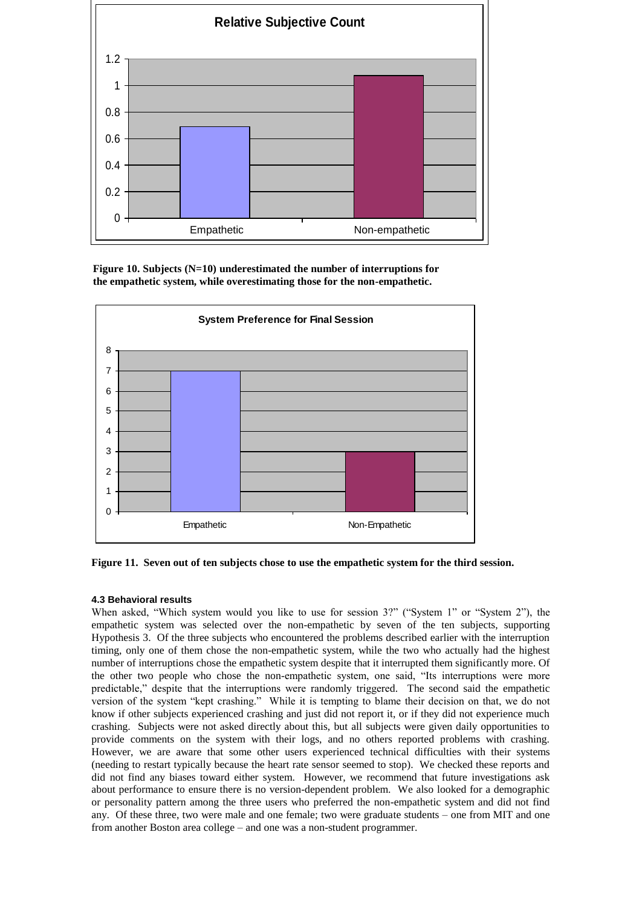**Figure 10. Subjects (N=10) underestimated the number of interruptions for the empathetic system, while overestimating those for the non-empathetic.**

**Figure 11. Seven out of ten subjects chose to use the empathetic system for the third session.**

#### 4.3 Behavioral results

When asked, "Which system would you like to use for session 3?" ("System 1" or "System 2"), the empathetic system was selected over the non-empathetic by seven of the ten subjects, supporting Hypothesis 3. Of the three subjects who encountered the problems described earlier with the interruption timing, only one of them chose the non-empathetic system, while the two who actually had the highest number of interruptions chose the empathetic system despite that it interrupted them significantly more. Of the other two people who chose the non-empathetic system, one said, "Its interruptions were more predictable," despite that the interruptions were randomly triggered. The second said the empathetic version of the system "kept crashing." While it is tempting to blame their decision on that, we do not know if other subjects experienced crashing and just did not report it, or if they did not experience much crashing. Subjects were not asked directly about this, but all subjects were given daily opportunities to provide comments on the system with their logs, and no others reported problems with crashing. However, we are aware that some other users experienced technical difficulties with their systems (needing to restart typically because the heart rate sensor seemed to stop). We checked these reports and did not find any biases toward either system. However, we recommend that future investigations ask about performance to ensure there is no version-dependent problem. We also looked for a demographic or personality pattern among the three users who preferred the non-empathetic system and did not find any. Of these three, two were male and one female; two were graduate students – one from MIT and one from another Boston area college – and one was a non-student programmer.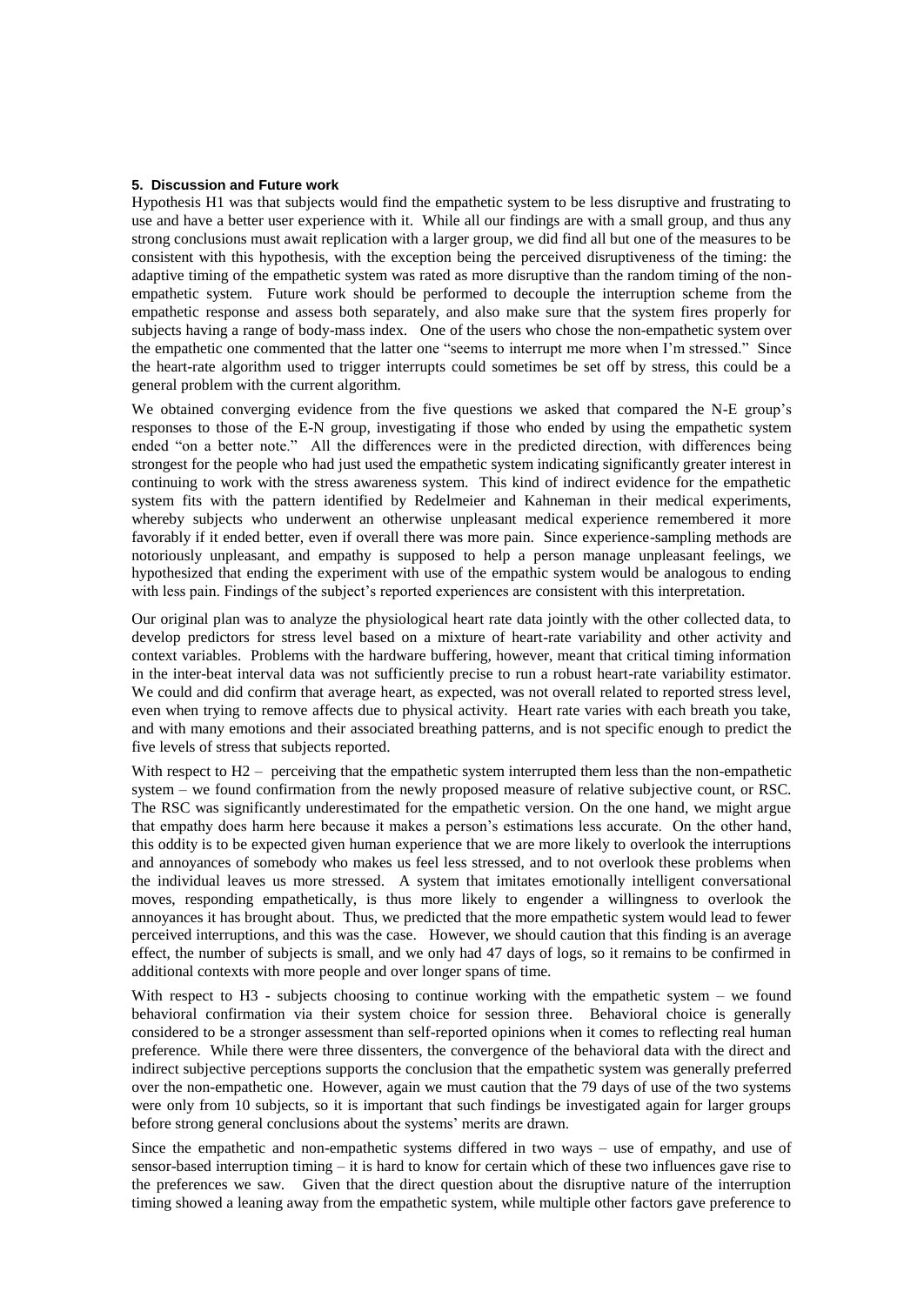### 5. Discussion and Future work

Hypothesis H1 was that subjects would find the empathetic system to be less disruptive and frustrating to use and have a better user experience with it. While all our findings are with a small group, and thus any strong conclusions must await replication with a larger group, we did find all but one of the measures to be consistent with this hypothesis, with the exception being the perceived disruptiveness of the timing: the adaptive timing of the empathetic system was rated as more disruptive than the random timing of the non-empathetic system. Future work should be performed to decouple the interruption scheme from the empathetic response and assess both separately, and also make sure that the system fires properly for subjects having a range of body-mass index. One of the users who chose the non-empathetic system over the empathetic one commented that the latter one "seems to interrupt me more when I'm stressed." Since the heart-rate algorithm used to trigger interrupts could sometimes be set off by stress, this could be a general problem with the current algorithm.

We obtained converging evidence from the five questions we asked that compared the N-E group's responses to those of the E-N group, investigating if those who ended by using the empathetic system ended "on a better note." All the differences were in the predicted direction, with differences being strongest for the people who had just used the empathetic system indicating significantly greater interest in continuing to work with the stress awareness system. This kind of indirect evidence for the empathetic system fits with the pattern identified by Redelmeier and Kahneman in their medical experiments, whereby subjects who underwent an otherwise unpleasant medical experience remembered it more favorably if it ended better, even if overall there was more pain. Since experience-sampling methods are notoriously unpleasant, and empathy is supposed to help a person manage unpleasant feelings, we hypothesized that ending the experiment with use of the empathic system would be analogous to ending with less pain. Findings of the subject's reported experiences are consistent with this interpretation.

Our original plan was to analyze the physiological heart rate data jointly with the other collected data, to develop predictors for stress level based on a mixture of heart-rate variability and other activity and context variables. Problems with the hardware buffering, however, meant that critical timing information in the inter-beat interval data was not sufficiently precise to run a robust heart-rate variability estimator. We could and did confirm that average heart, as expected, was not overall related to reported stress level, even when trying to remove affects due to physical activity. Heart rate varies with each breath you take, and with many emotions and their associated breathing patterns, and is not specific enough to predict the five levels of stress that subjects reported.

With respect to H2 – perceiving that the empathetic system interrupted them less than the non-empathetic system – we found confirmation from the newly proposed measure of relative subjective count, or RSC. The RSC was significantly underestimated for the empathetic version. On the one hand, we might argue that empathy does harm here because it makes a person's estimations less accurate. On the other hand, this oddity is to be expected given human experience that we are more likely to overlook the interruptions and annoyances of somebody who makes us feel less stressed, and to not overlook these problems when the individual leaves us more stressed. A system that imitates emotionally intelligent conversational moves, responding empathetically, is thus more likely to engender a willingness to overlook the annoyances it has brought about. Thus, we predicted that the more empathetic system would lead to fewer perceived interruptions, and this was the case. However, we should caution that this finding is an average effect, the number of subjects is small, and we only had 47 days of logs, so it remains to be confirmed in additional contexts with more people and over longer spans of time.

With respect to H3 - subjects choosing to continue working with the empathetic system – we found behavioral confirmation via their system choice for session three. Behavioral choice is generally considered to be a stronger assessment than self-reported opinions when it comes to reflecting real human preference. While there were three dissenters, the convergence of the behavioral data with the direct and indirect subjective perceptions supports the conclusion that the empathetic system was generally preferred over the non-empathetic one. However, again we must caution that the 79 days of use of the two systems were only from 10 subjects, so it is important that such findings be investigated again for larger groups before strong general conclusions about the systems' merits are drawn.

Since the empathetic and non-empathetic systems differed in two ways – use of empathy, and use of sensor-based interruption timing – it is hard to know for certain which of these two influences gave rise to the preferences we saw. Given that the direct question about the disruptive nature of the interruption timing showed a leaning away from the empathetic system, while multiple other factors gave preference to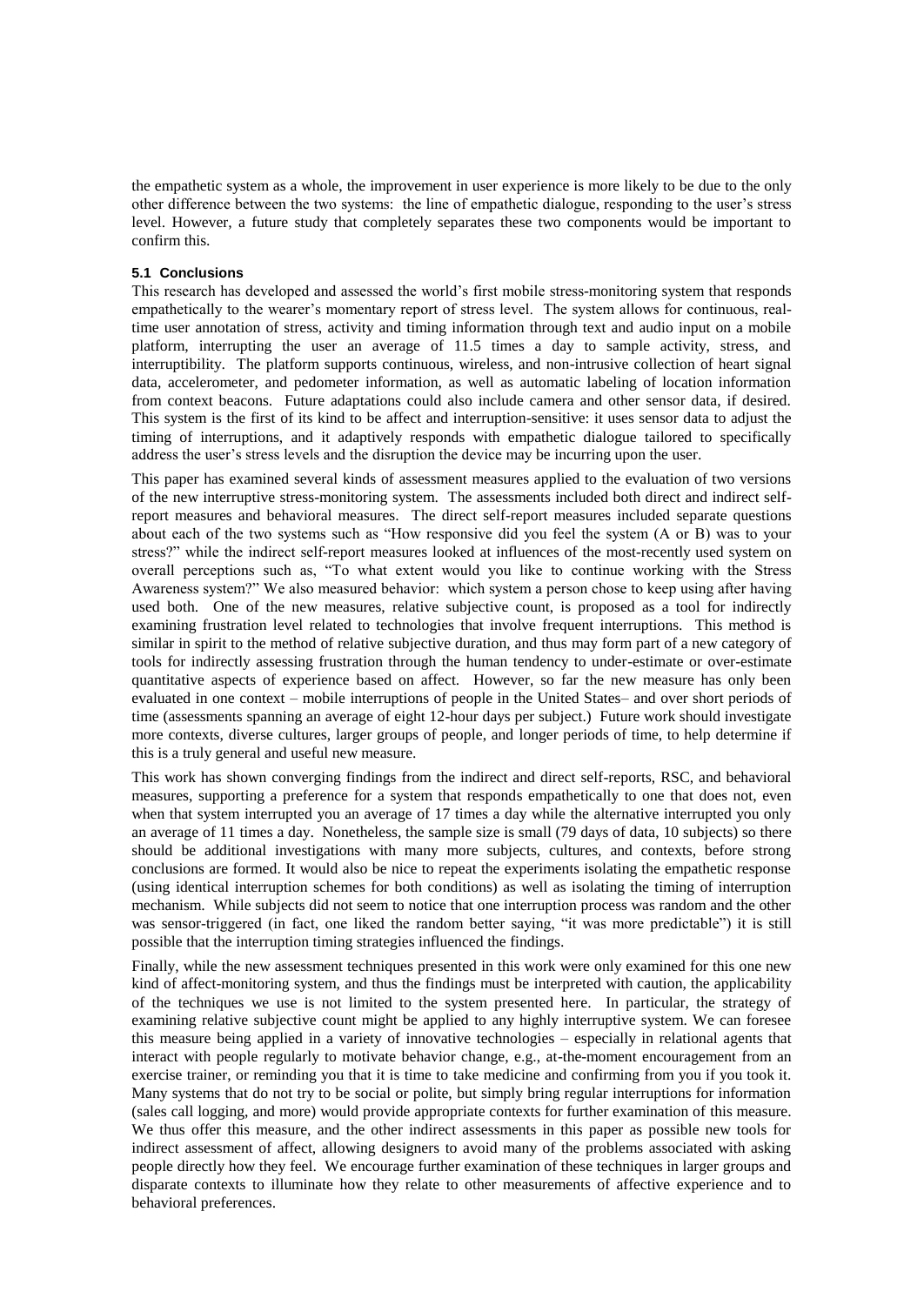the empathetic system as a whole, the improvement in user experience is more likely to be due to the only other difference between the two systems: the line of empathetic dialogue, responding to the user's stress level. However, a future study that completely separates these two components would be important to confirm this.

### 5.1 Conclusions

This research has developed and assessed the world's first mobile stress-monitoring system that responds empathetically to the wearer's momentary report of stress level. The system allows for continuous, real-time user annotation of stress, activity and timing information through text and audio input on a mobile platform, interrupting the user an average of 11.5 times a day to sample activity, stress, and interruptibility. The platform supports continuous, wireless, and non-intrusive collection of heart signal data, accelerometer, and pedometer information, as well as automatic labeling of location information from context beacons. Future adaptations could also include camera and other sensor data, if desired. This system is the first of its kind to be affect and interruption-sensitive: it uses sensor data to adjust the timing of interruptions, and it adaptively responds with empathetic dialogue tailored to specifically address the user's stress levels and the disruption the device may be incurring upon the user.

This paper has examined several kinds of assessment measures applied to the evaluation of two versions of the new interruptive stress-monitoring system. The assessments included both direct and indirect self-report measures and behavioral measures. The direct self-report measures included separate questions about each of the two systems such as "How responsive did you feel the system (A or B) was to your stress?" while the indirect self-report measures looked at influences of the most-recently used system on overall perceptions such as, "To what extent would you like to continue working with the Stress Awareness system?" We also measured behavior: which system a person chose to keep using after having used both. One of the new measures, relative subjective count, is proposed as a tool for indirectly examining frustration level related to technologies that involve frequent interruptions. This method is similar in spirit to the method of relative subjective duration, and thus may form part of a new category of tools for indirectly assessing frustration through the human tendency to under-estimate or over-estimate quantitative aspects of experience based on affect. However, so far the new measure has only been evaluated in one context – mobile interruptions of people in the United States– and over short periods of time (assessments spanning an average of eight 12-hour days per subject.) Future work should investigate more contexts, diverse cultures, larger groups of people, and longer periods of time, to help determine if this is a truly general and useful new measure.

This work has shown converging findings from the indirect and direct self-reports, RSC, and behavioral measures, supporting a preference for a system that responds empathetically to one that does not, even when that system interrupted you an average of 17 times a day while the alternative interrupted you only an average of 11 times a day. Nonetheless, the sample size is small (79 days of data, 10 subjects) so there should be additional investigations with many more subjects, cultures, and contexts, before strong conclusions are formed. It would also be nice to repeat the experiments isolating the empathetic response (using identical interruption schemes for both conditions) as well as isolating the timing of interruption mechanism. While subjects did not seem to notice that one interruption process was random and the other was sensor-triggered (in fact, one liked the random better saying, "it was more predictable") it is still possible that the interruption timing strategies influenced the findings.

Finally, while the new assessment techniques presented in this work were only examined for this one new kind of affect-monitoring system, and thus the findings must be interpreted with caution, the applicability of the techniques we use is not limited to the system presented here. In particular, the strategy of examining relative subjective count might be applied to any highly interruptive system. We can foresee this measure being applied in a variety of innovative technologies – especially in relational agents that interact with people regularly to motivate behavior change, e.g., at-the-moment encouragement from an exercise trainer, or reminding you that it is time to take medicine and confirming from you if you took it. Many systems that do not try to be social or polite, but simply bring regular interruptions for information (sales call logging, and more) would provide appropriate contexts for further examination of this measure. We thus offer this measure, and the other indirect assessments in this paper as possible new tools for indirect assessment of affect, allowing designers to avoid many of the problems associated with asking people directly how they feel. We encourage further examination of these techniques in larger groups and disparate contexts to illuminate how they relate to other measurements of affective experience and to behavioral preferences.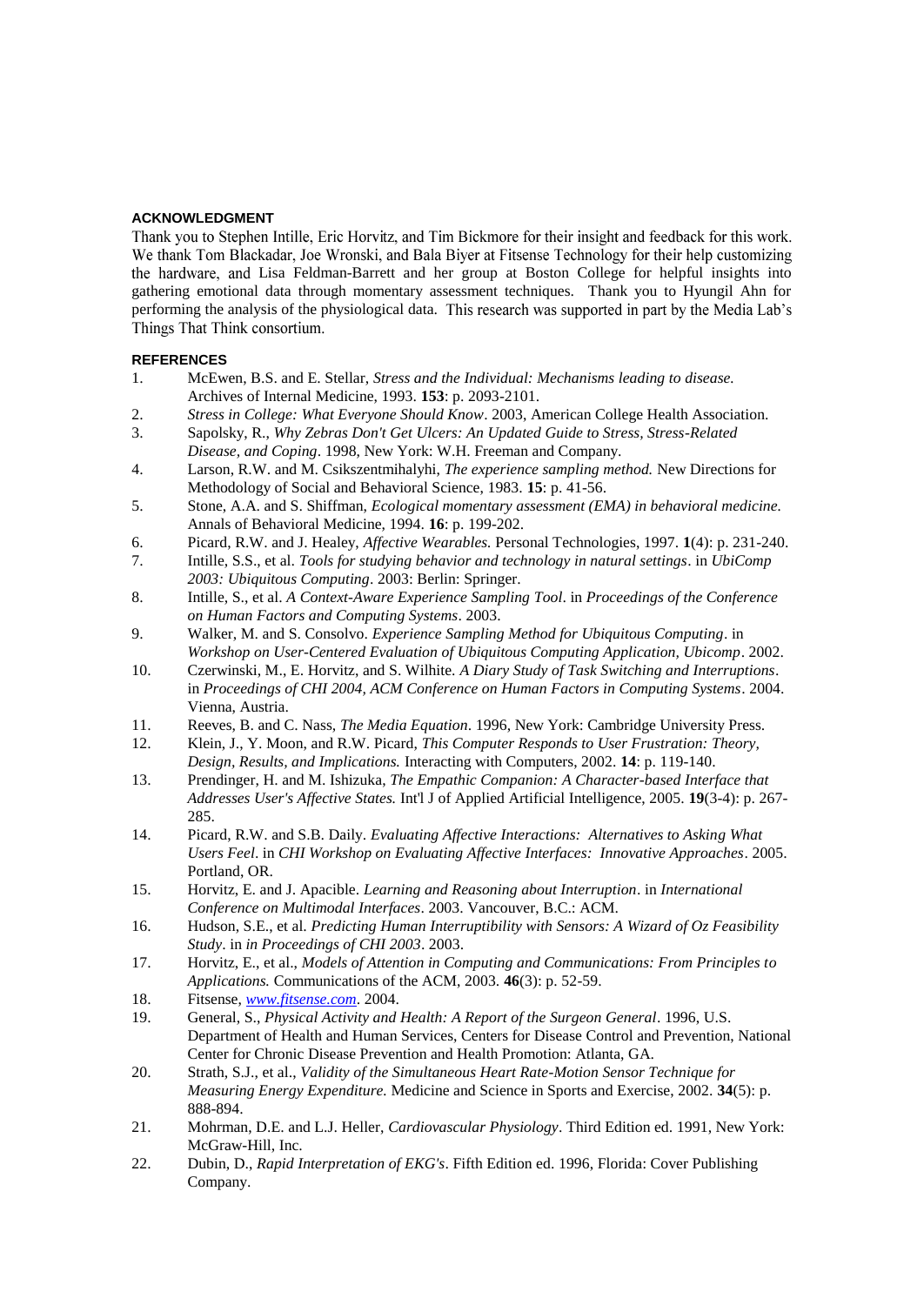## ACKNOWLEDGMENT

Thank you to Stephen Intille, Eric Horvitz, and Tim Bickmore for their insight and feedback for this work. We thank Tom Blackadar, Joe Wronski, and Bala Biyer at Fitsense Technology for their help customizing the hardware, and Lisa Feldman-Barrett and her group at Boston College for helpful insights into gathering emotional data through momentary assessment techniques. Thank you to Hyungil Ahn for performing the analysis of the physiological data. This research was supported in part by the Media Lab's Things That Think consortium.

## REFERENCES

1. McEwen, B.S. and E. Stellar, *Stress and the Individual: Mechanisms leading to disease.* Archives of Internal Medicine, 1993. **153**: p. 2093-2101.
2. *Stress in College: What Everyone Should Know*. 2003, American College Health Association.
3. Sapolsky, R., *Why Zebras Don't Get Ulcers: An Updated Guide to Stress, Stress-Related Disease, and Coping*. 1998, New York: W.H. Freeman and Company.
4. Larson, R.W. and M. Csikszentmihalyhi, *The experience sampling method.* New Directions for Methodology of Social and Behavioral Science, 1983. **15**: p. 41-56.
5. Stone, A.A. and S. Shiffman, *Ecological momentary assessment (EMA) in behavioral medicine.* Annals of Behavioral Medicine, 1994. **16**: p. 199-202.
6. Picard, R.W. and J. Healey, *Affective Wearables.* Personal Technologies, 1997. **1**(4): p. 231-240.
7. Intille, S.S., et al. *Tools for studying behavior and technology in natural settings*. in *UbiComp 2003: Ubiquitous Computing*. 2003: Berlin: Springer.
8. Intille, S., et al. *A Context-Aware Experience Sampling Tool*. in *Proceedings of the Conference on Human Factors and Computing Systems*. 2003.
9. Walker, M. and S. Consolvo. *Experience Sampling Method for Ubiquitous Computing*. in *Workshop on User-Centered Evaluation of Ubiquitous Computing Application, Ubicomp*. 2002.
10. Czerwinski, M., E. Horvitz, and S. Wilhite. *A Diary Study of Task Switching and Interruptions*. in *Proceedings of CHI 2004, ACM Conference on Human Factors in Computing Systems*. 2004. Vienna, Austria.
11. Reeves, B. and C. Nass, *The Media Equation*. 1996, New York: Cambridge University Press.
12. Klein, J., Y. Moon, and R.W. Picard, *This Computer Responds to User Frustration: Theory, Design, Results, and Implications.* Interacting with Computers, 2002. **14**: p. 119-140.
13. Prendinger, H. and M. Ishizuka, *The Empathic Companion: A Character-based Interface that Addresses User's Affective States.* Int'l J of Applied Artificial Intelligence, 2005. **19**(3-4): p. 267-285.
14. Picard, R.W. and S.B. Daily. *Evaluating Affective Interactions: Alternatives to Asking What Users Feel*. in *CHI Workshop on Evaluating Affective Interfaces: Innovative Approaches*. 2005. Portland, OR.
15. Horvitz, E. and J. Apacible. *Learning and Reasoning about Interruption*. in *International Conference on Multimodal Interfaces*. 2003. Vancouver, B.C.: ACM.
16. Hudson, S.E., et al. *Predicting Human Interruptibility with Sensors: A Wizard of Oz Feasibility Study*. in *in Proceedings of CHI 2003*. 2003.
17. Horvitz, E., et al., *Models of Attention in Computing and Communications: From Principles to Applications.* Communications of the ACM, 2003. **46**(3): p. 52-59.
18. Fitsense, *www.fitsense.com*. 2004.
19. General, S., *Physical Activity and Health: A Report of the Surgeon General*. 1996, U.S. Department of Health and Human Services, Centers for Disease Control and Prevention, National Center for Chronic Disease Prevention and Health Promotion: Atlanta, GA.
20. Strath, S.J., et al., *Validity of the Simultaneous Heart Rate-Motion Sensor Technique for Measuring Energy Expenditure.* Medicine and Science in Sports and Exercise, 2002. **34**(5): p. 888-894.
21. Mohrman, D.E. and L.J. Heller, *Cardiovascular Physiology*. Third Edition ed. 1991, New York: McGraw-Hill, Inc.
22. Dubin, D., *Rapid Interpretation of EKG's*. Fifth Edition ed. 1996, Florida: Cover Publishing Company.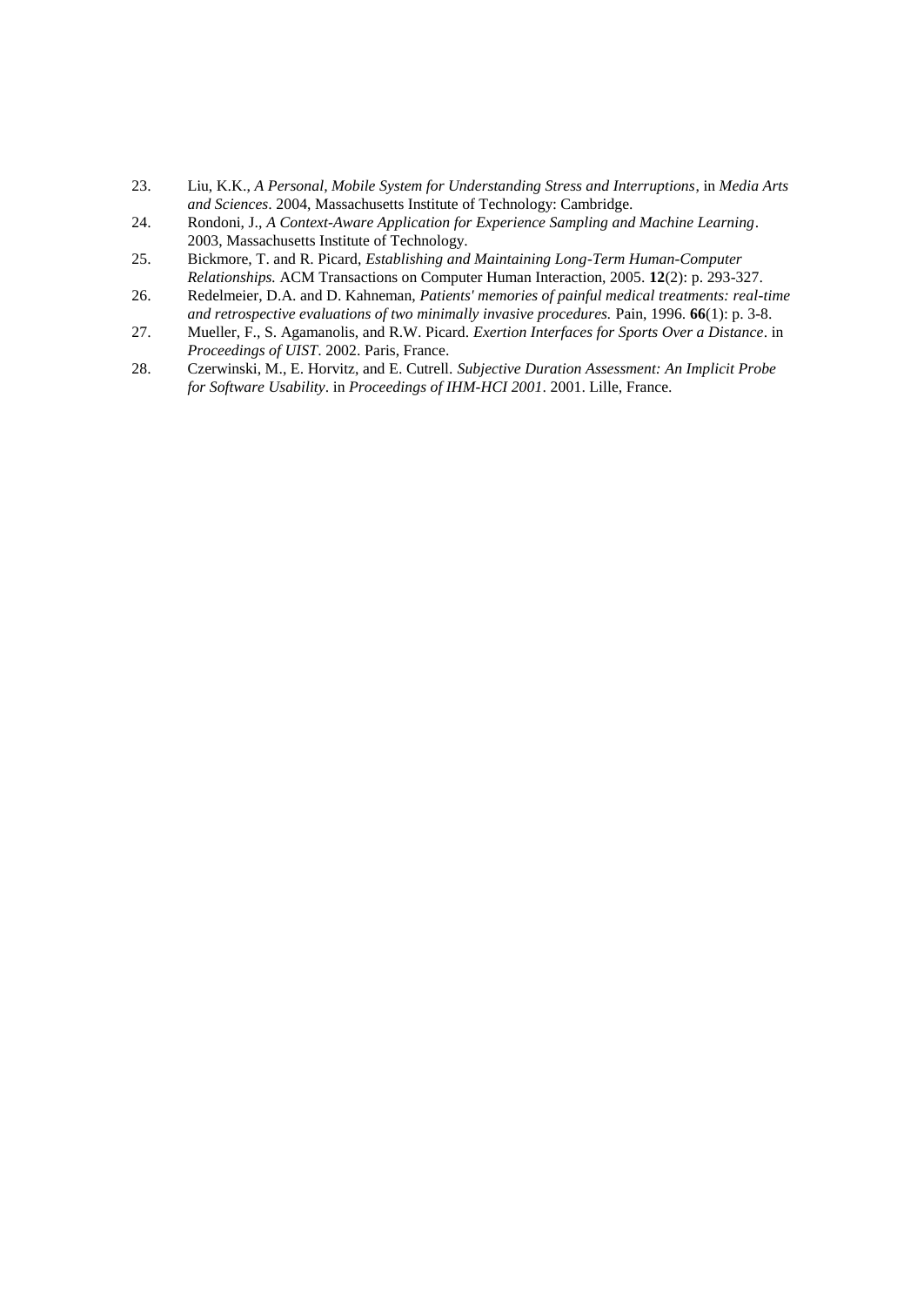23. Liu, K.K., *A Personal, Mobile System for Understanding Stress and Interruptions*, in *Media Arts and Sciences*. 2004, Massachusetts Institute of Technology: Cambridge.
24. Rondoni, J., *A Context-Aware Application for Experience Sampling and Machine Learning*. 2003, Massachusetts Institute of Technology.
25. Bickmore, T. and R. Picard, *Establishing and Maintaining Long-Term Human-Computer Relationships.* ACM Transactions on Computer Human Interaction, 2005. **12**(2): p. 293-327.
26. Redelmeier, D.A. and D. Kahneman, *Patients' memories of painful medical treatments: real-time and retrospective evaluations of two minimally invasive procedures.* Pain, 1996. **66**(1): p. 3-8.
27. Mueller, F., S. Agamanolis, and R.W. Picard. *Exertion Interfaces for Sports Over a Distance*. in *Proceedings of UIST*. 2002. Paris, France.
28. Czerwinski, M., E. Horvitz, and E. Cutrell. *Subjective Duration Assessment: An Implicit Probe for Software Usability*. in *Proceedings of IHM-HCI 2001*. 2001. Lille, France.